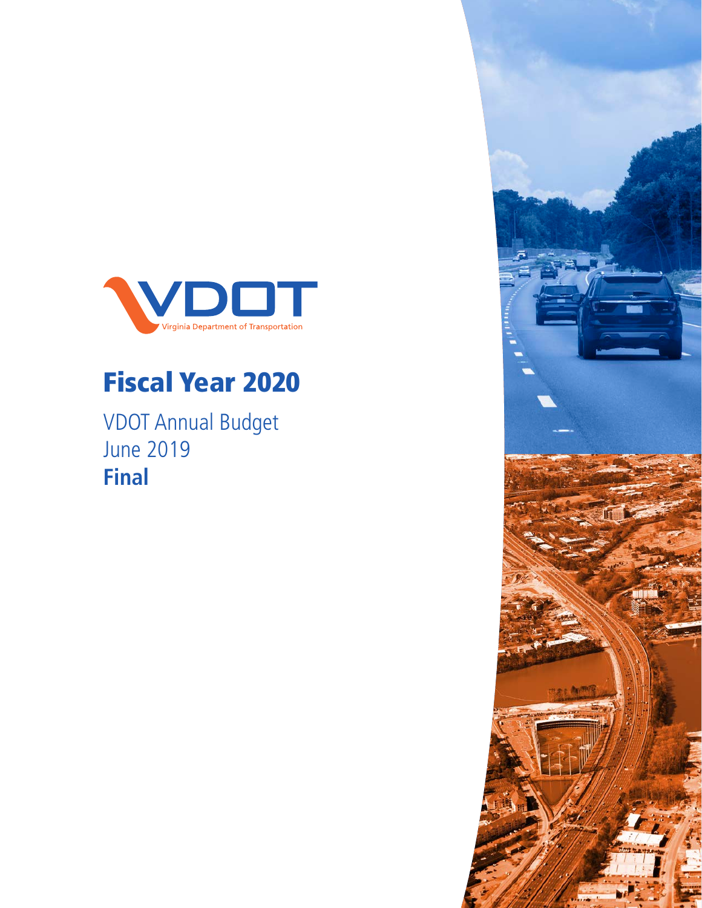VDOT

Virginia Department of Transportation

# Fiscal Year 2020

VDOT Annual Budget
June 2019
**Final**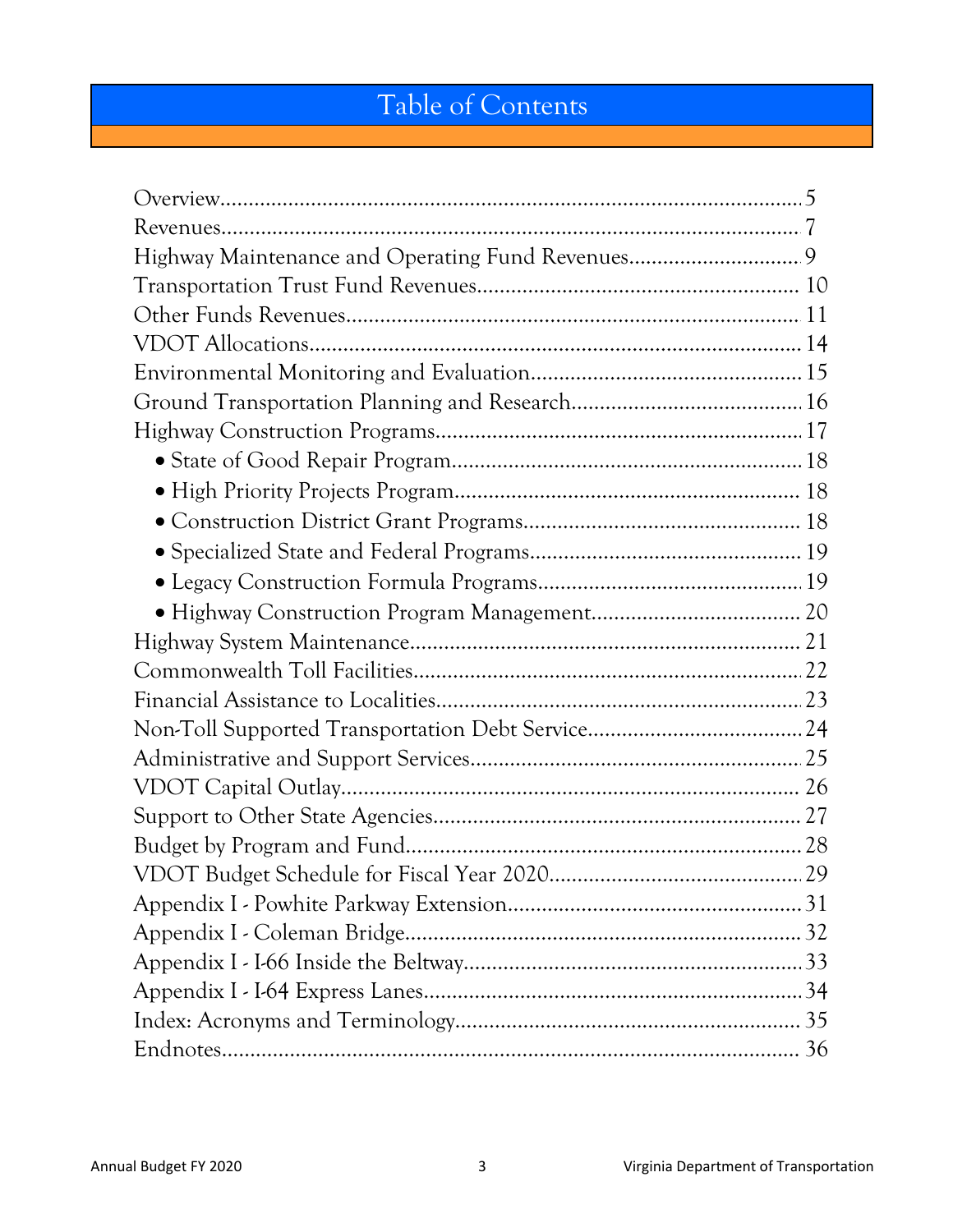# Table of Contents

Overview....................................................................................................... 5
Revenues...................................................................................................... 7
Highway Maintenance and Operating Fund Revenues............................... 9
Transportation Trust Fund Revenues......................................................... 10
Other Funds Revenues................................................................................ 11
VDOT Allocations......................................................................................... 14
Environmental Monitoring and Evaluation................................................ 15
Ground Transportation Planning and Research......................................... 16
Highway Construction Programs................................................................. 17
- State of Good Repair Program................................................................ 18
- High Priority Projects Program................................................................ 18
- Construction District Grant Programs.................................................... 18
- Specialized State and Federal Programs................................................. 19
- Legacy Construction Formula Programs................................................. 19
- Highway Construction Program Management....................................... 20

Highway System Maintenance..................................................................... 21
Commonwealth Toll Facilities..................................................................... 22
Financial Assistance to Localities................................................................. 23
Non-Toll Supported Transportation Debt Service...................................... 24
Administrative and Support Services.......................................................... 25
VDOT Capital Outlay................................................................................... 26
Support to Other State Agencies................................................................. 27
Budget by Program and Fund...................................................................... 28
VDOT Budget Schedule for Fiscal Year 2020............................................. 29
Appendix I - Powhite Parkway Extension.................................................... 31
Appendix I - Coleman Bridge....................................................................... 32
Appendix I - I-66 Inside the Beltway............................................................ 33
Appendix I - I-64 Express Lanes................................................................... 34
Index: Acronyms and Terminology.............................................................. 35
Endnotes....................................................................................................... 36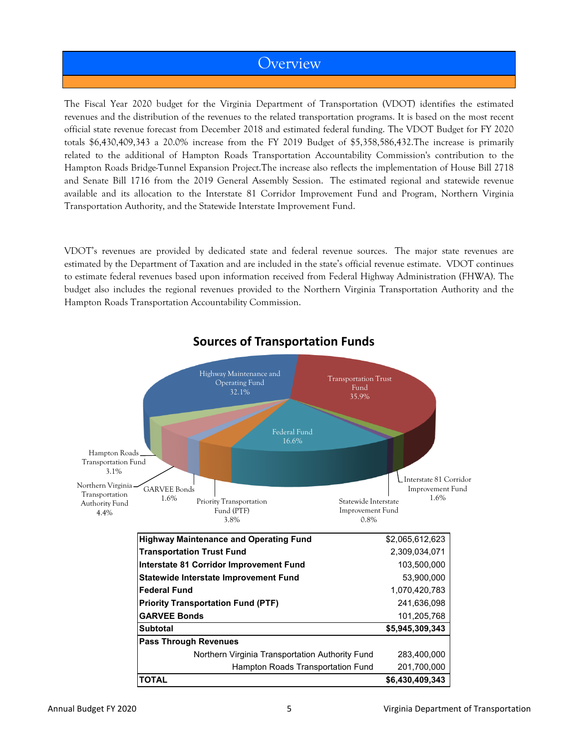# Overview

The Fiscal Year 2020 budget for the Virginia Department of Transportation (VDOT) identifies the estimated revenues and the distribution of the revenues to the related transportation programs. It is based on the most recent official state revenue forecast from December 2018 and estimated federal funding. The VDOT Budget for FY 2020 totals $6,430,409,343 a 20.0% increase from the FY 2019 Budget of $5,358,586,432.The increase is primarily related to the additional of Hampton Roads Transportation Accountability Commission's contribution to the Hampton Roads Bridge-Tunnel Expansion Project.The increase also reflects the implementation of House Bill 2718 and Senate Bill 1716 from the 2019 General Assembly Session. The estimated regional and statewide revenue available and its allocation to the Interstate 81 Corridor Improvement Fund and Program, Northern Virginia Transportation Authority, and the Statewide Interstate Improvement Fund.

VDOT's revenues are provided by dedicated state and federal revenue sources. The major state revenues are estimated by the Department of Taxation and are included in the state's official revenue estimate. VDOT continues to estimate federal revenues based upon information received from Federal Highway Administration (FHWA). The budget also includes the regional revenues provided to the Northern Virginia Transportation Authority and the Hampton Roads Transportation Accountability Commission.

## Sources of Transportation Funds

Highway Maintenance and Operating Fund 32.1%
Transportation Trust Fund 35.9%
Federal Fund 16.6%
Hampton Roads Transportation Fund 3.1%
Northern Virginia Transportation Authority Fund 4.4%
GARVEE Bonds 1.6%
Priority Transportation Fund (PTF) 3.8%
Statewide Interstate Improvement Fund 0.8%
Interstate 81 Corridor Improvement Fund 1.6%

| Fund | Amount |
|---|---|
| **Highway Maintenance and Operating Fund** | $2,065,612,623 |
| **Transportation Trust Fund** | 2,309,034,071 |
| **Interstate 81 Corridor Improvement Fund** | 103,500,000 |
| **Statewide Interstate Improvement Fund** | 53,900,000 |
| **Federal Fund** | 1,070,420,783 |
| **Priority Transportation Fund (PTF)** | 241,636,098 |
| **GARVEE Bonds** | 101,205,768 |
| **Subtotal** | **$5,945,309,343** |
| **Pass Through Revenues** | |
| Northern Virginia Transportation Authority Fund | 283,400,000 |
| Hampton Roads Transportation Fund | 201,700,000 |
| **TOTAL** | **$6,430,409,343** |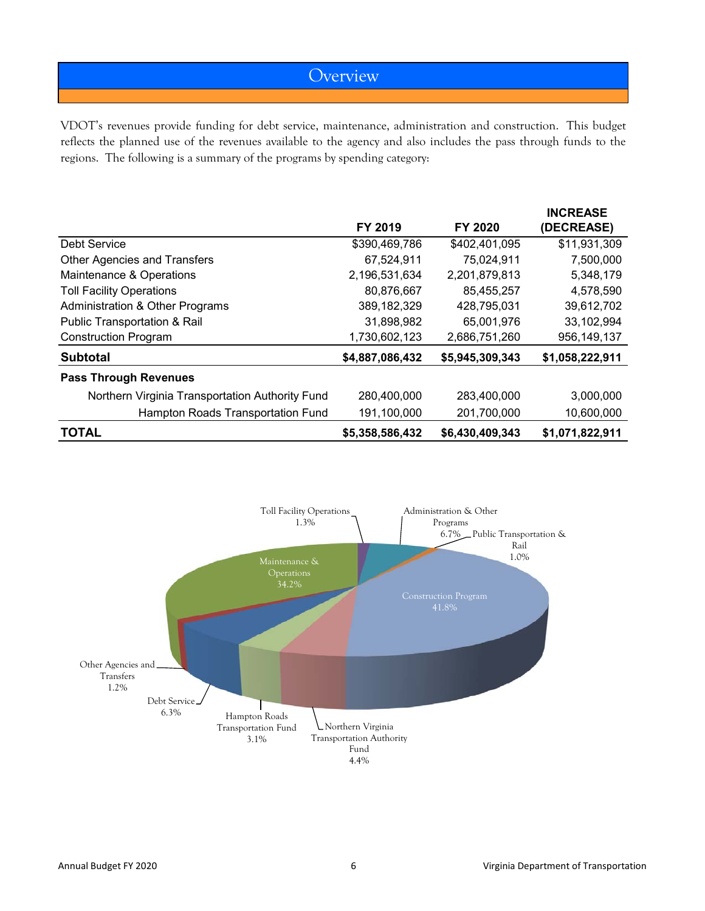# Overview

VDOT's revenues provide funding for debt service, maintenance, administration and construction. This budget reflects the planned use of the revenues available to the agency and also includes the pass through funds to the regions. The following is a summary of the programs by spending category:

| | FY 2019 | FY 2020 | INCREASE (DECREASE) |
|---|---|---|---|
| Debt Service | $390,469,786 | $402,401,095 | $11,931,309 |
| Other Agencies and Transfers | 67,524,911 | 75,024,911 | 7,500,000 |
| Maintenance & Operations | 2,196,531,634 | 2,201,879,813 | 5,348,179 |
| Toll Facility Operations | 80,876,667 | 85,455,257 | 4,578,590 |
| Administration & Other Programs | 389,182,329 | 428,795,031 | 39,612,702 |
| Public Transportation & Rail | 31,898,982 | 65,001,976 | 33,102,994 |
| Construction Program | 1,730,602,123 | 2,686,751,260 | 956,149,137 |
| **Subtotal** | **$4,887,086,432** | **$5,945,309,343** | **$1,058,222,911** |
| **Pass Through Revenues** | | | |
| Northern Virginia Transportation Authority Fund | 280,400,000 | 283,400,000 | 3,000,000 |
| Hampton Roads Transportation Fund | 191,100,000 | 201,700,000 | 10,600,000 |
| **TOTAL** | **$5,358,586,432** | **$6,430,409,343** | **$1,071,822,911** |

Toll Facility Operations 1.3%
Administration & Other Programs 6.7%
Public Transportation & Rail 1.0%
Maintenance & Operations 34.2%
Construction Program 41.8%
Other Agencies and Transfers 1.2%
Debt Service 6.3%
Hampton Roads Transportation Fund 3.1%
Northern Virginia Transportation Authority Fund 4.4%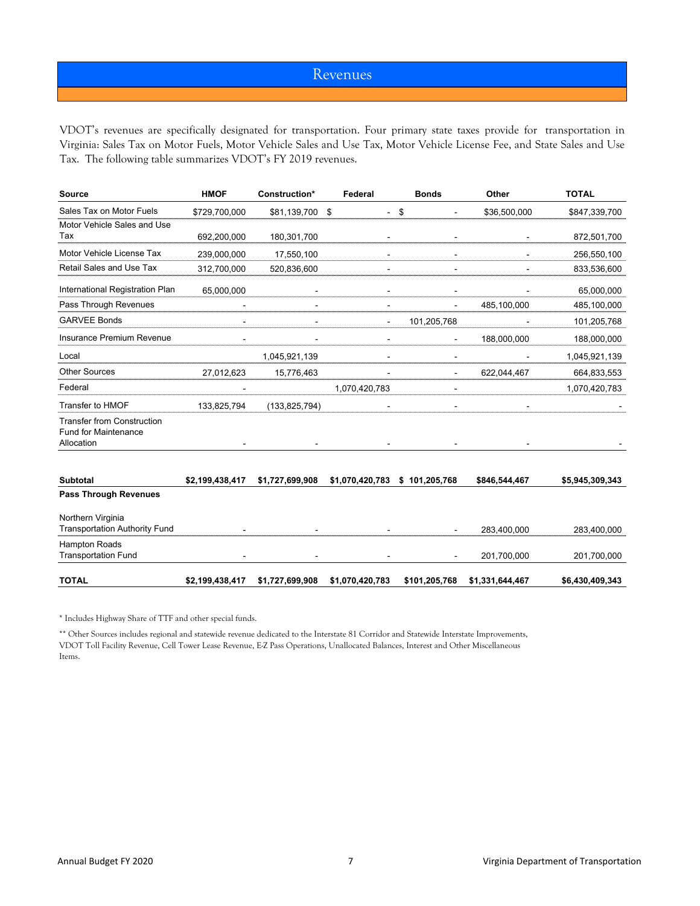# Revenues

VDOT's revenues are specifically designated for transportation. Four primary state taxes provide for transportation in Virginia: Sales Tax on Motor Fuels, Motor Vehicle Sales and Use Tax, Motor Vehicle License Fee, and State Sales and Use Tax. The following table summarizes VDOT's FY 2019 revenues.

| Source | HMOF | Construction* | Federal | Bonds | Other | TOTAL |
|---|---|---|---|---|---|---|
| Sales Tax on Motor Fuels | $729,700,000 | $81,139,700 | $ - | $ - | $36,500,000 | $847,339,700 |
| Motor Vehicle Sales and Use Tax | 692,200,000 | 180,301,700 | - | - | - | 872,501,700 |
| Motor Vehicle License Tax | 239,000,000 | 17,550,100 | - | - | - | 256,550,100 |
| Retail Sales and Use Tax | 312,700,000 | 520,836,600 | - | - | - | 833,536,600 |
| International Registration Plan | 65,000,000 | - | - | - | - | 65,000,000 |
| Pass Through Revenues | - | - | - | - | 485,100,000 | 485,100,000 |
| GARVEE Bonds | - | - | - | 101,205,768 | - | 101,205,768 |
| Insurance Premium Revenue | - | - | - | - | 188,000,000 | 188,000,000 |
| Local | | 1,045,921,139 | - | - | - | 1,045,921,139 |
| Other Sources | 27,012,623 | 15,776,463 | - | - | 622,044,467 | 664,833,553 |
| Federal | - | | 1,070,420,783 | - | | 1,070,420,783 |
| Transfer to HMOF | 133,825,794 | (133,825,794) | - | - | - | - |
| Transfer from Construction Fund for Maintenance Allocation | - | - | - | - | - | - |
| **Subtotal** | **$2,199,438,417** | **$1,727,699,908** | **$1,070,420,783** | **$ 101,205,768** | **$846,544,467** | **$5,945,309,343** |
| **Pass Through Revenues** | | | | | | |
| Northern Virginia Transportation Authority Fund | - | - | - | - | 283,400,000 | 283,400,000 |
| Hampton Roads Transportation Fund | - | - | - | - | 201,700,000 | 201,700,000 |
| **TOTAL** | **$2,199,438,417** | **$1,727,699,908** | **$1,070,420,783** | **$101,205,768** | **$1,331,644,467** | **$6,430,409,343** |

\* Includes Highway Share of TTF and other special funds.

\*\* Other Sources includes regional and statewide revenue dedicated to the Interstate 81 Corridor and Statewide Interstate Improvements, VDOT Toll Facility Revenue, Cell Tower Lease Revenue, E-Z Pass Operations, Unallocated Balances, Interest and Other Miscellaneous Items.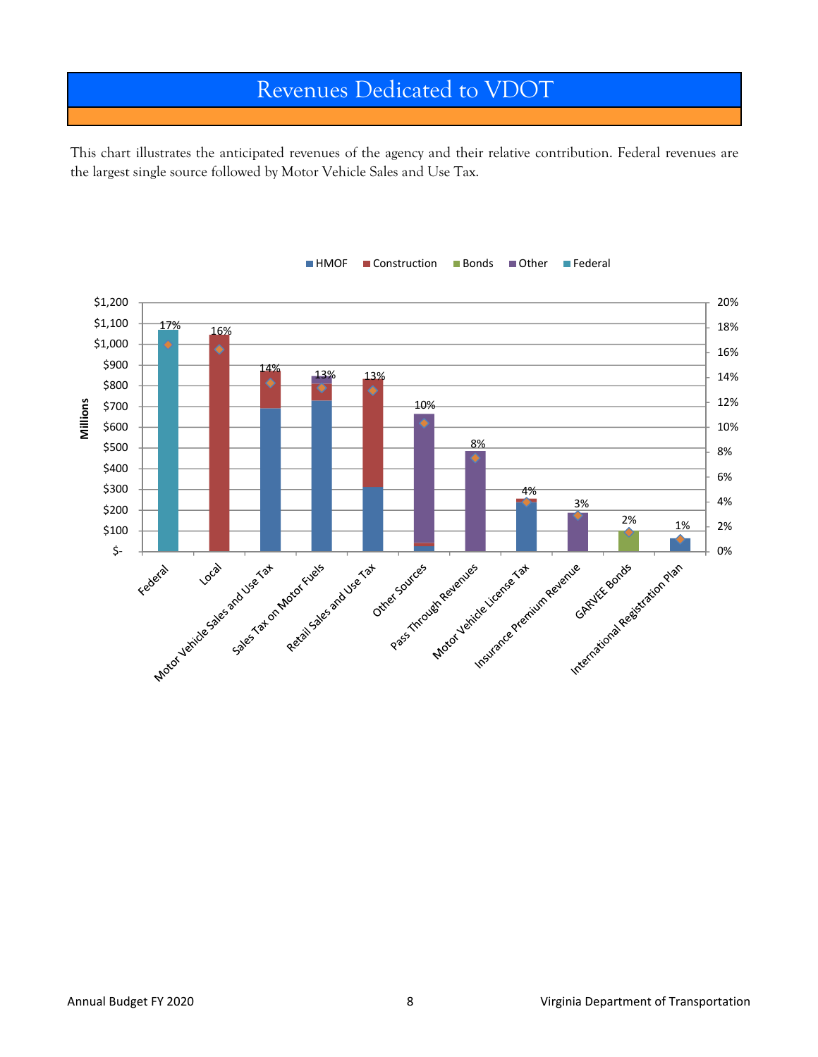# Revenues Dedicated to VDOT

This chart illustrates the anticipated revenues of the agency and their relative contribution. Federal revenues are the largest single source followed by Motor Vehicle Sales and Use Tax.

HMOF | Construction | Bonds | Other | Federal

| Revenue Source | Percent |
|---|---|
| Federal | 17% |
| Local | 16% |
| Motor Vehicle Sales and Use Tax | 14% |
| Sales Tax on Motor Fuels | 13% |
| Retail Sales and Use Tax | 13% |
| Other Sources | 10% |
| Pass Through Revenues | 8% |
| Motor Vehicle License Tax | 4% |
| Insurance Premium Revenue | 3% |
| GARVEE Bonds | 2% |
| International Registration Plan | 1% |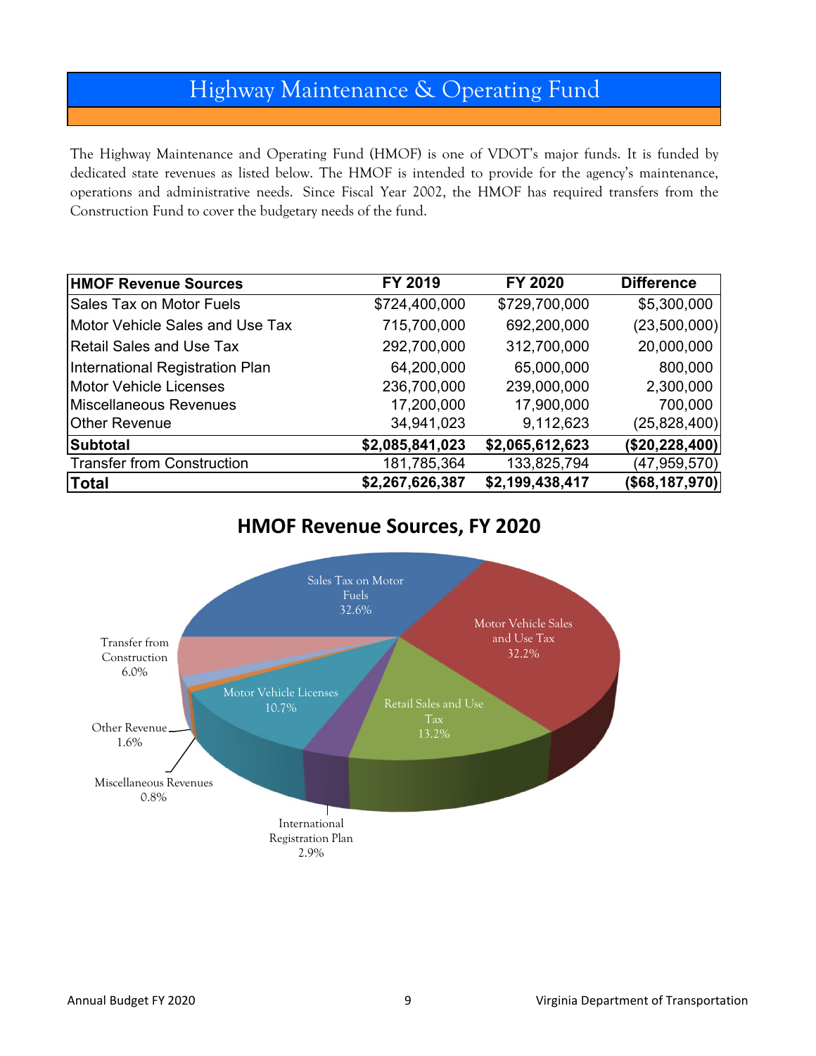# Highway Maintenance & Operating Fund

The Highway Maintenance and Operating Fund (HMOF) is one of VDOT's major funds. It is funded by dedicated state revenues as listed below. The HMOF is intended to provide for the agency's maintenance, operations and administrative needs. Since Fiscal Year 2002, the HMOF has required transfers from the Construction Fund to cover the budgetary needs of the fund.

| HMOF Revenue Sources | FY 2019 | FY 2020 | Difference |
|---|---|---|---|
| Sales Tax on Motor Fuels | $724,400,000 | $729,700,000 | $5,300,000 |
| Motor Vehicle Sales and Use Tax | 715,700,000 | 692,200,000 | (23,500,000) |
| Retail Sales and Use Tax | 292,700,000 | 312,700,000 | 20,000,000 |
| International Registration Plan | 64,200,000 | 65,000,000 | 800,000 |
| Motor Vehicle Licenses | 236,700,000 | 239,000,000 | 2,300,000 |
| Miscellaneous Revenues | 17,200,000 | 17,900,000 | 700,000 |
| Other Revenue | 34,941,023 | 9,112,623 | (25,828,400) |
| **Subtotal** | **$2,085,841,023** | **$2,065,612,623** | **($20,228,400)** |
| Transfer from Construction | 181,785,364 | 133,825,794 | (47,959,570) |
| **Total** | **$2,267,626,387** | **$2,199,438,417** | **($68,187,970)** |

## HMOF Revenue Sources, FY 2020

| Source | Share |
|---|---|
| Sales Tax on Motor Fuels | 32.6% |
| Motor Vehicle Sales and Use Tax | 32.2% |
| Retail Sales and Use Tax | 13.2% |
| International Registration Plan | 2.9% |
| Motor Vehicle Licenses | 10.7% |
| Miscellaneous Revenues | 0.8% |
| Other Revenue | 1.6% |
| Transfer from Construction | 6.0% |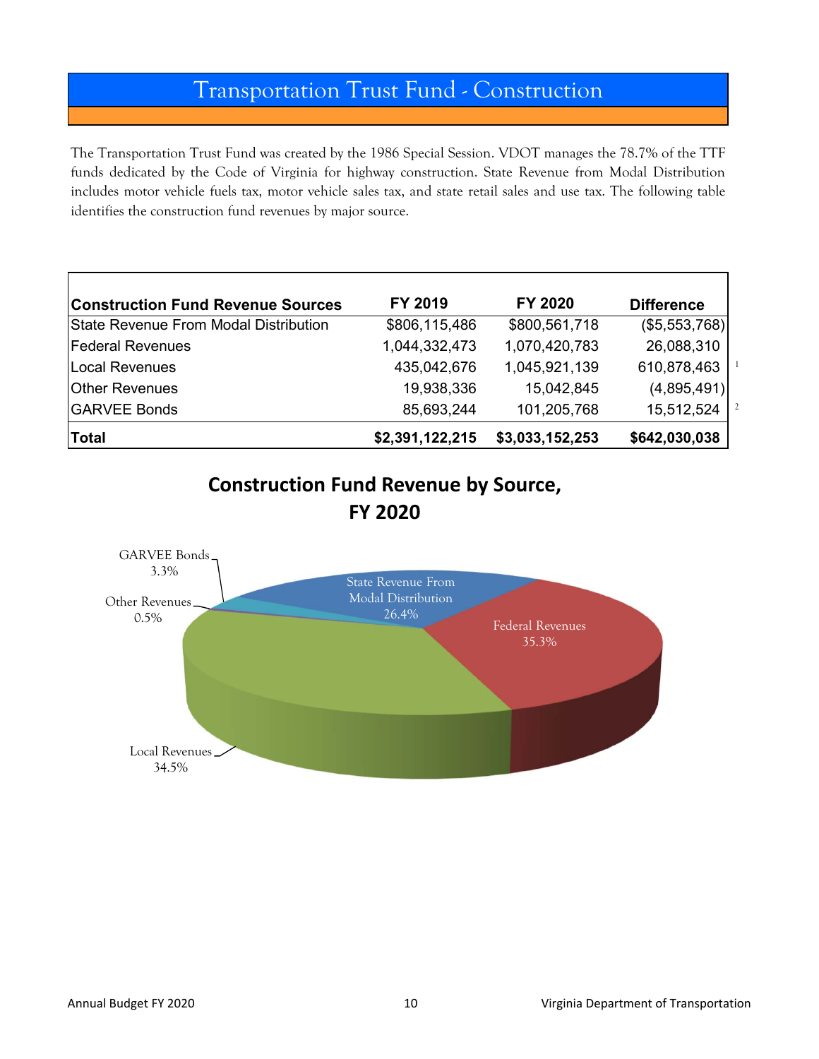# Transportation Trust Fund - Construction

The Transportation Trust Fund was created by the 1986 Special Session. VDOT manages the 78.7% of the TTF funds dedicated by the Code of Virginia for highway construction. State Revenue from Modal Distribution includes motor vehicle fuels tax, motor vehicle sales tax, and state retail sales and use tax. The following table identifies the construction fund revenues by major source.

| Construction Fund Revenue Sources | FY 2019 | FY 2020 | Difference | |
|---|---|---|---|---|
| State Revenue From Modal Distribution | $806,115,486 | $800,561,718 | ($5,553,768) | |
| Federal Revenues | 1,044,332,473 | 1,070,420,783 | 26,088,310 | |
| Local Revenues | 435,042,676 | 1,045,921,139 | 610,878,463 | [1] |
| Other Revenues | 19,938,336 | 15,042,845 | (4,895,491) | |
| GARVEE Bonds | 85,693,244 | 101,205,768 | 15,512,524 | [2] |
| **Total** | **$2,391,122,215** | **$3,033,152,253** | **$642,030,038** | |

## Construction Fund Revenue by Source, FY 2020

- State Revenue From Modal Distribution 26.4%
- Federal Revenues 35.3%
- Local Revenues 34.5%
- Other Revenues 0.5%
- GARVEE Bonds 3.3%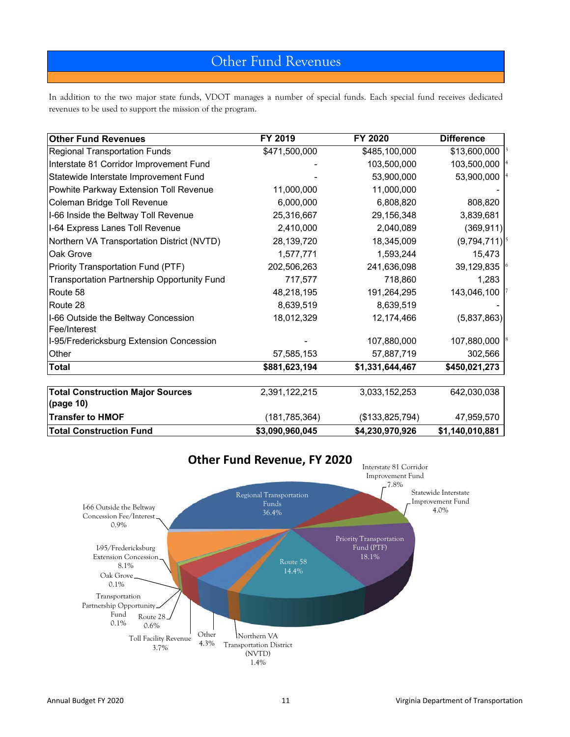# Other Fund Revenues

In addition to the two major state funds, VDOT manages a number of special funds. Each special fund receives dedicated revenues to be used to support the mission of the program.

| Other Fund Revenues | FY 2019 | FY 2020 | Difference |
|---|---|---|---|
| Regional Transportation Funds | $471,500,000 | $485,100,000 | $13,600,000 [3] |
| Interstate 81 Corridor Improvement Fund | - | 103,500,000 | 103,500,000 [4] |
| Statewide Interstate Improvement Fund | - | 53,900,000 | 53,900,000 [4] |
| Powhite Parkway Extension Toll Revenue | 11,000,000 | 11,000,000 | - |
| Coleman Bridge Toll Revenue | 6,000,000 | 6,808,820 | 808,820 |
| I-66 Inside the Beltway Toll Revenue | 25,316,667 | 29,156,348 | 3,839,681 |
| I-64 Express Lanes Toll Revenue | 2,410,000 | 2,040,089 | (369,911) |
| Northern VA Transportation District (NVTD) | 28,139,720 | 18,345,009 | (9,794,711) [5] |
| Oak Grove | 1,577,771 | 1,593,244 | 15,473 |
| Priority Transportation Fund (PTF) | 202,506,263 | 241,636,098 | 39,129,835 [6] |
| Transportation Partnership Opportunity Fund | 717,577 | 718,860 | 1,283 |
| Route 58 | 48,218,195 | 191,264,295 | 143,046,100 [7] |
| Route 28 | 8,639,519 | 8,639,519 | - |
| I-66 Outside the Beltway Concession Fee/Interest | 18,012,329 | 12,174,466 | (5,837,863) |
| I-95/Fredericksburg Extension Concession | - | 107,880,000 | 107,880,000 [8] |
| Other | 57,585,153 | 57,887,719 | 302,566 |
| **Total** | **$881,623,194** | **$1,331,644,467** | **$450,021,273** |

| | | | |
|---|---|---|---|
| **Total Construction Major Sources (page 10)** | 2,391,122,215 | 3,033,152,253 | 642,030,038 |
| **Transfer to HMOF** | (181,785,364) | ($133,825,794) | 47,959,570 |
| **Total Construction Fund** | **$3,090,960,045** | **$4,230,970,926** | **$1,140,010,881** |

**Other Fund Revenue, FY 2020**

- Regional Transportation Funds 36.4%
- Priority Transportation Fund (PTF) 18.1%
- Route 58 14.4%
- I-95/Fredericksburg Extension Concession 8.1%
- Interstate 81 Corridor Improvement Fund 7.8%
- Other 4.3%
- Statewide Interstate Improvement Fund 4.0%
- Toll Facility Revenue 3.7%
- Northern VA Transportation District (NVTD) 1.4%
- I-66 Outside the Beltway Concession Fee/Interest 0.9%
- Route 28 0.6%
- Oak Grove 0.1%
- Transportation Partnership Opportunity Fund 0.1%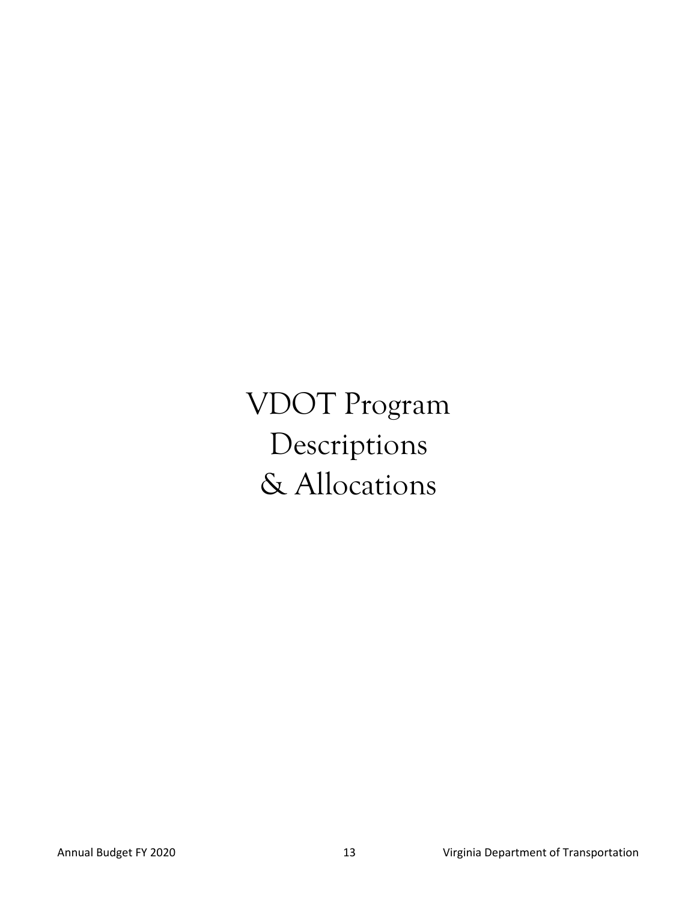# VDOT Program Descriptions & Allocations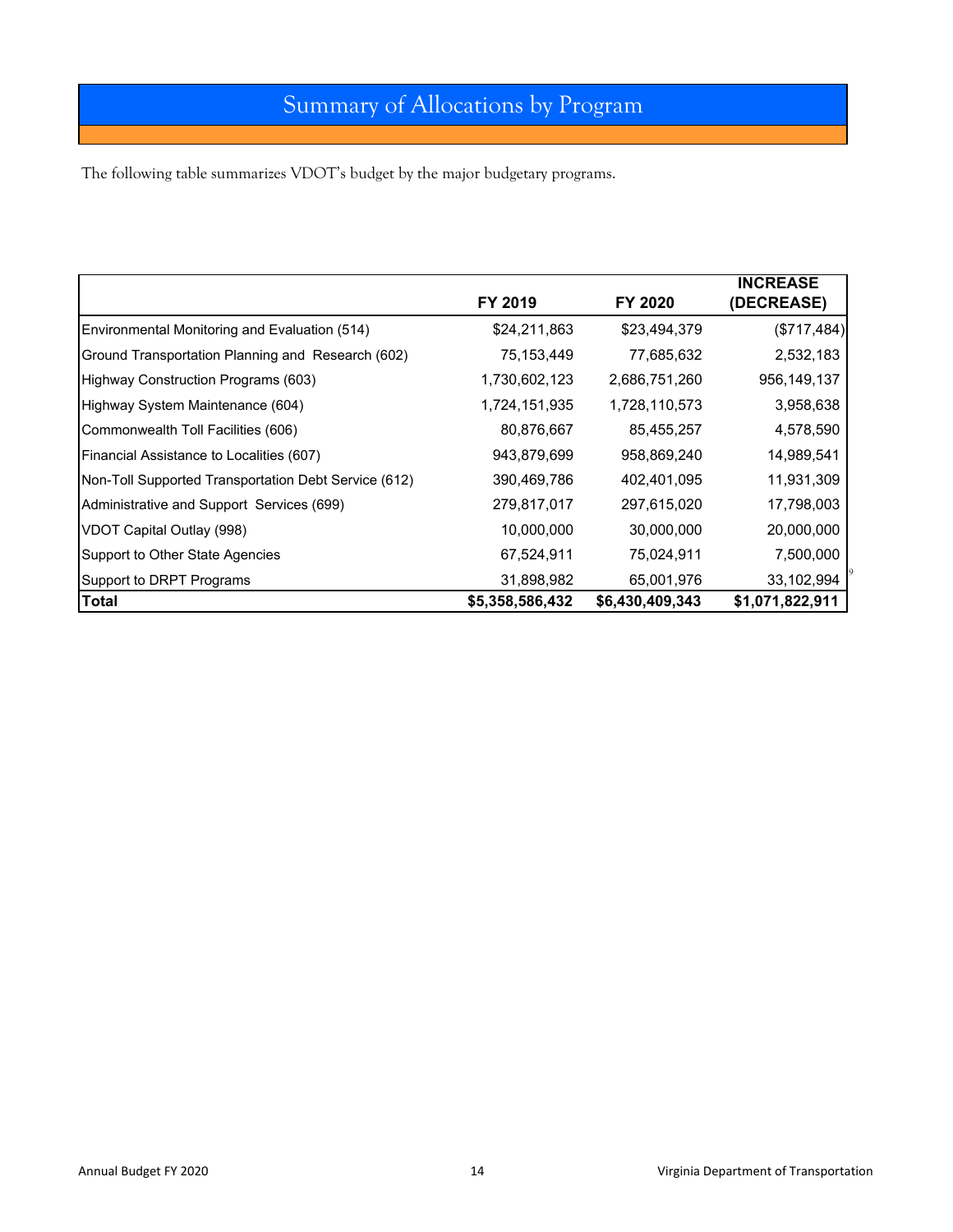# Summary of Allocations by Program

The following table summarizes VDOT's budget by the major budgetary programs.

| | FY 2019 | FY 2020 | INCREASE (DECREASE) |
|---|---|---|---|
| Environmental Monitoring and Evaluation (514) | $24,211,863 | $23,494,379 | ($717,484) |
| Ground Transportation Planning and Research (602) | 75,153,449 | 77,685,632 | 2,532,183 |
| Highway Construction Programs (603) | 1,730,602,123 | 2,686,751,260 | 956,149,137 |
| Highway System Maintenance (604) | 1,724,151,935 | 1,728,110,573 | 3,958,638 |
| Commonwealth Toll Facilities (606) | 80,876,667 | 85,455,257 | 4,578,590 |
| Financial Assistance to Localities (607) | 943,879,699 | 958,869,240 | 14,989,541 |
| Non-Toll Supported Transportation Debt Service (612) | 390,469,786 | 402,401,095 | 11,931,309 |
| Administrative and Support Services (699) | 279,817,017 | 297,615,020 | 17,798,003 |
| VDOT Capital Outlay (998) | 10,000,000 | 30,000,000 | 20,000,000 |
| Support to Other State Agencies | 67,524,911 | 75,024,911 | 7,500,000 |
| Support to DRPT Programs | 31,898,982 | 65,001,976 | 33,102,994 |
| **Total** | **$5,358,586,432** | **$6,430,409,343** | **$1,071,822,911** |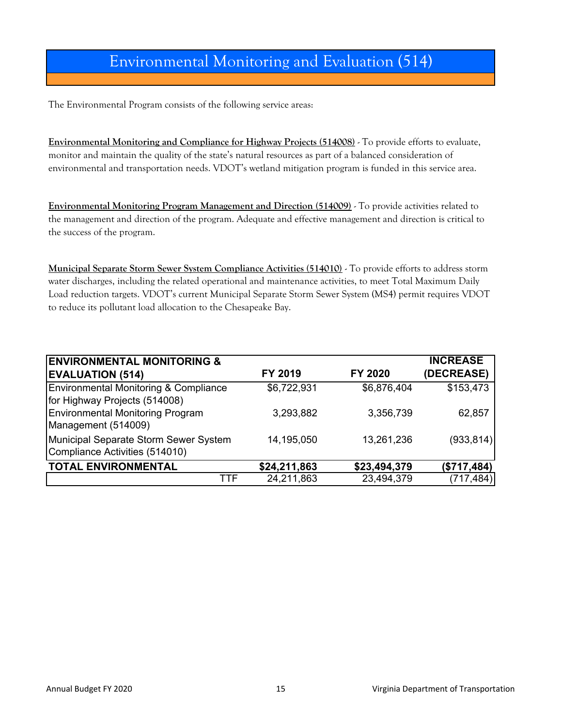# Environmental Monitoring and Evaluation (514)

The Environmental Program consists of the following service areas:

**Environmental Monitoring and Compliance for Highway Projects (514008)** - To provide efforts to evaluate, monitor and maintain the quality of the state's natural resources as part of a balanced consideration of environmental and transportation needs. VDOT's wetland mitigation program is funded in this service area.

**Environmental Monitoring Program Management and Direction (514009)** - To provide activities related to the management and direction of the program. Adequate and effective management and direction is critical to the success of the program.

**Municipal Separate Storm Sewer System Compliance Activities (514010)** - To provide efforts to address storm water discharges, including the related operational and maintenance activities, to meet Total Maximum Daily Load reduction targets. VDOT's current Municipal Separate Storm Sewer System (MS4) permit requires VDOT to reduce its pollutant load allocation to the Chesapeake Bay.

| ENVIRONMENTAL MONITORING & EVALUATION (514) | FY 2019 | FY 2020 | INCREASE (DECREASE) |
|---|---|---|---|
| Environmental Monitoring & Compliance for Highway Projects (514008) | $6,722,931 | $6,876,404 | $153,473 |
| Environmental Monitoring Program Management (514009) | 3,293,882 | 3,356,739 | 62,857 |
| Municipal Separate Storm Sewer System Compliance Activities (514010) | 14,195,050 | 13,261,236 | (933,814) |
| **TOTAL ENVIRONMENTAL** | **$24,211,863** | **$23,494,379** | **($717,484)** |
| TTF | 24,211,863 | 23,494,379 | (717,484) |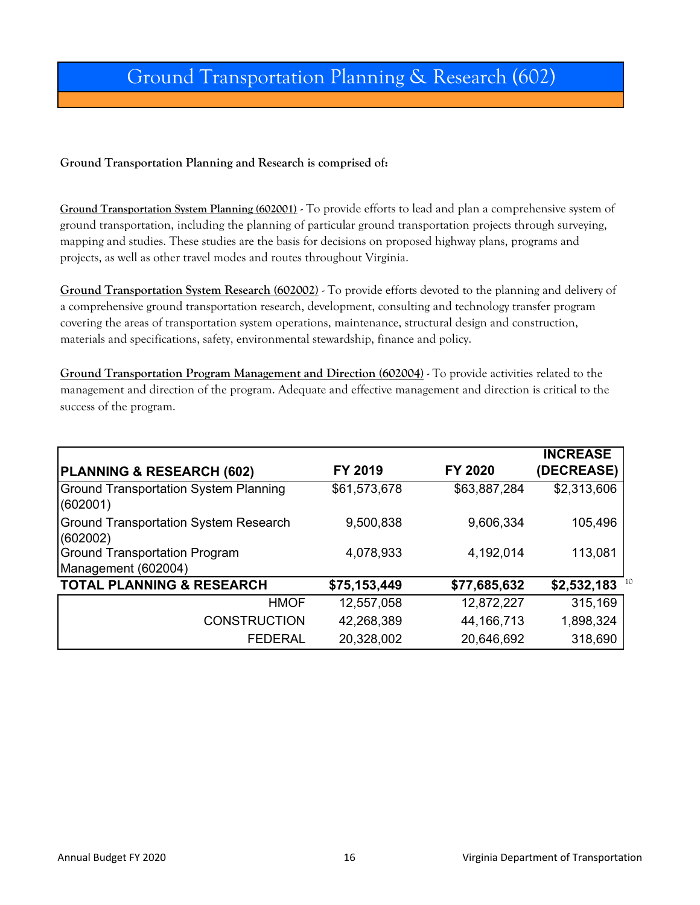# Ground Transportation Planning & Research (602)

**Ground Transportation Planning and Research is comprised of:**

**Ground Transportation System Planning (602001)** - To provide efforts to lead and plan a comprehensive system of ground transportation, including the planning of particular ground transportation projects through surveying, mapping and studies. These studies are the basis for decisions on proposed highway plans, programs and projects, as well as other travel modes and routes throughout Virginia.

**Ground Transportation System Research (602002)** - To provide efforts devoted to the planning and delivery of a comprehensive ground transportation research, development, consulting and technology transfer program covering the areas of transportation system operations, maintenance, structural design and construction, materials and specifications, safety, environmental stewardship, finance and policy.

**Ground Transportation Program Management and Direction (602004)** - To provide activities related to the management and direction of the program. Adequate and effective management and direction is critical to the success of the program.

| PLANNING & RESEARCH (602) | FY 2019 | FY 2020 | INCREASE (DECREASE) |
|---|---|---|---|
| Ground Transportation System Planning (602001) | $61,573,678 | $63,887,284 | $2,313,606 |
| Ground Transportation System Research (602002) | 9,500,838 | 9,606,334 | 105,496 |
| Ground Transportation Program Management (602004) | 4,078,933 | 4,192,014 | 113,081 |
| **TOTAL PLANNING & RESEARCH** | **$75,153,449** | **$77,685,632** | **$2,532,183**[10] |
| HMOF | 12,557,058 | 12,872,227 | 315,169 |
| CONSTRUCTION | 42,268,389 | 44,166,713 | 1,898,324 |
| FEDERAL | 20,328,002 | 20,646,692 | 318,690 |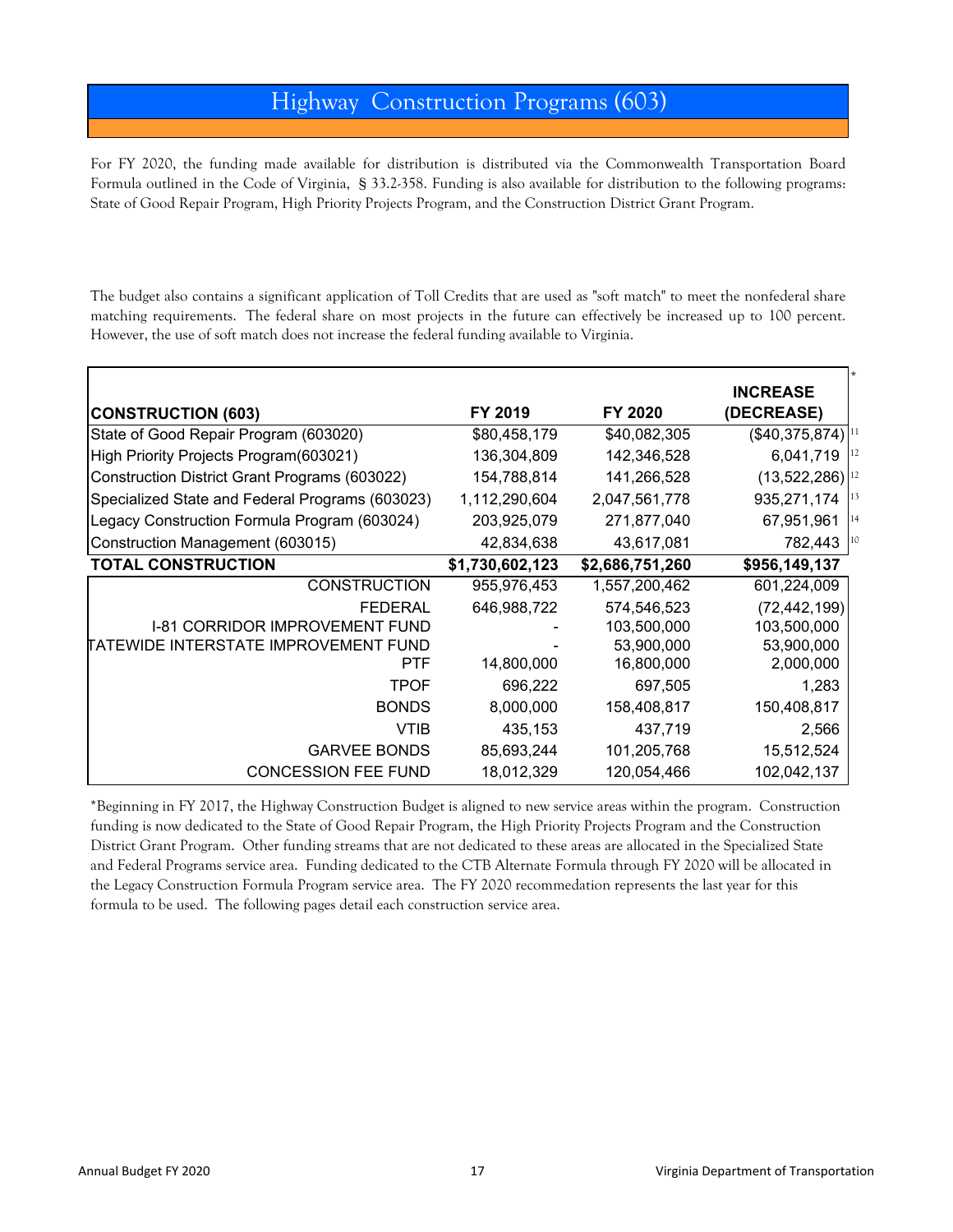# Highway Construction Programs (603)

For FY 2020, the funding made available for distribution is distributed via the Commonwealth Transportation Board Formula outlined in the Code of Virginia, § 33.2-358. Funding is also available for distribution to the following programs: State of Good Repair Program, High Priority Projects Program, and the Construction District Grant Program.

The budget also contains a significant application of Toll Credits that are used as "soft match" to meet the nonfederal share matching requirements. The federal share on most projects in the future can effectively be increased up to 100 percent. However, the use of soft match does not increase the federal funding available to Virginia.

| CONSTRUCTION (603) | FY 2019 | FY 2020 | INCREASE (DECREASE) * |
|---|---|---|---|
| State of Good Repair Program (603020) | $80,458,179 | $40,082,305 | ($40,375,874) [11] |
| High Priority Projects Program(603021) | 136,304,809 | 142,346,528 | 6,041,719 [12] |
| Construction District Grant Programs (603022) | 154,788,814 | 141,266,528 | (13,522,286) [12] |
| Specialized State and Federal Programs (603023) | 1,112,290,604 | 2,047,561,778 | 935,271,174 [13] |
| Legacy Construction Formula Program (603024) | 203,925,079 | 271,877,040 | 67,951,961 [14] |
| Construction Management (603015) | 42,834,638 | 43,617,081 | 782,443 [10] |
| **TOTAL CONSTRUCTION** | **$1,730,602,123** | **$2,686,751,260** | **$956,149,137** |
| CONSTRUCTION | 955,976,453 | 1,557,200,462 | 601,224,009 |
| FEDERAL | 646,988,722 | 574,546,523 | (72,442,199) |
| I-81 CORRIDOR IMPROVEMENT FUND | - | 103,500,000 | 103,500,000 |
| STATEWIDE INTERSTATE IMPROVEMENT FUND | - | 53,900,000 | 53,900,000 |
| PTF | 14,800,000 | 16,800,000 | 2,000,000 |
| TPOF | 696,222 | 697,505 | 1,283 |
| BONDS | 8,000,000 | 158,408,817 | 150,408,817 |
| VTIB | 435,153 | 437,719 | 2,566 |
| GARVEE BONDS | 85,693,244 | 101,205,768 | 15,512,524 |
| CONCESSION FEE FUND | 18,012,329 | 120,054,466 | 102,042,137 |

*Beginning in FY 2017, the Highway Construction Budget is aligned to new service areas within the program. Construction funding is now dedicated to the State of Good Repair Program, the High Priority Projects Program and the Construction District Grant Program. Other funding streams that are not dedicated to these areas are allocated in the Specialized State and Federal Programs service area. Funding dedicated to the CTB Alternate Formula through FY 2020 will be allocated in the Legacy Construction Formula Program service area. The FY 2020 recommendation represents the last year for this formula to be used. The following pages detail each construction service area.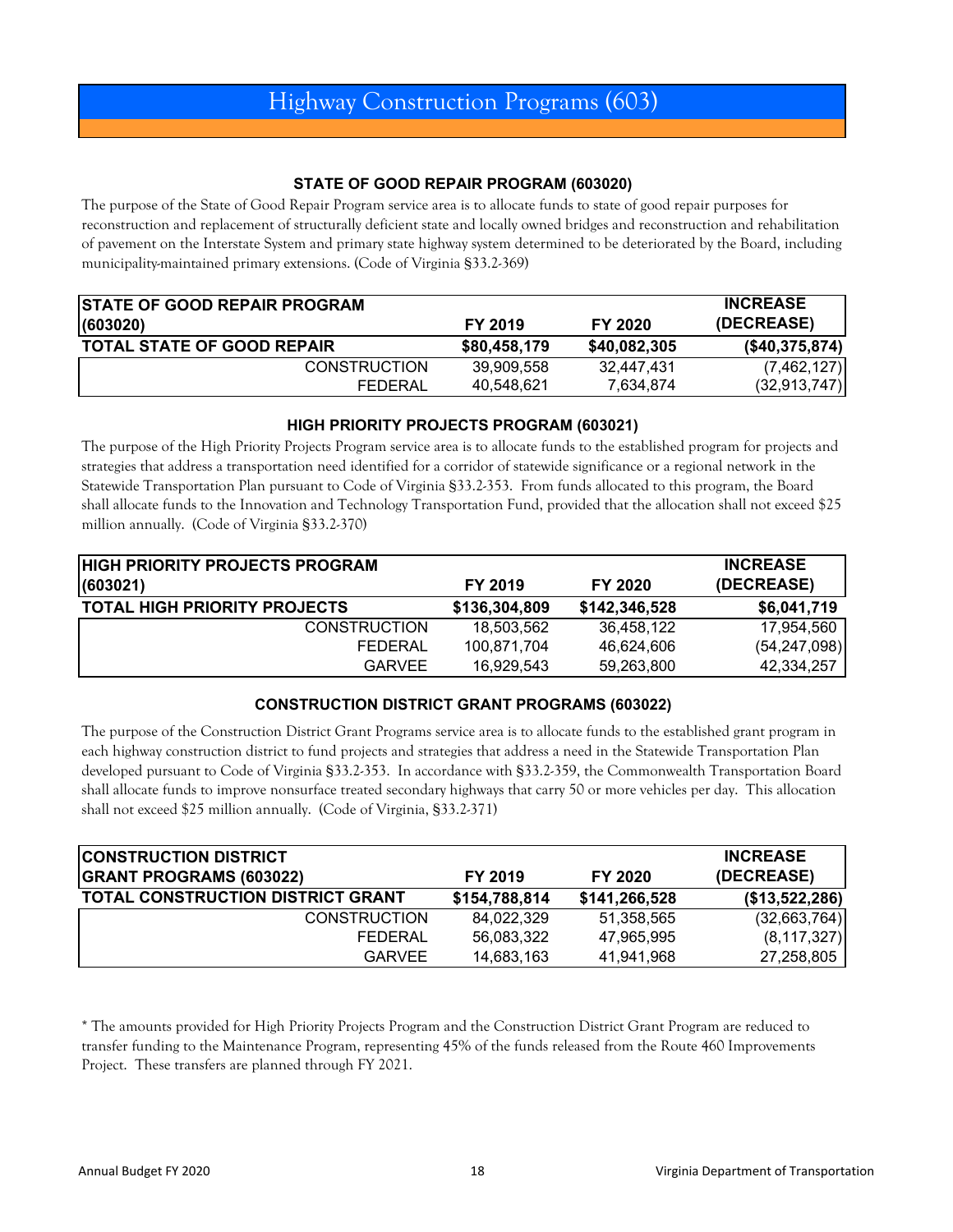# Highway Construction Programs (603)

### STATE OF GOOD REPAIR PROGRAM (603020)

The purpose of the State of Good Repair Program service area is to allocate funds to state of good repair purposes for reconstruction and replacement of structurally deficient state and locally owned bridges and reconstruction and rehabilitation of pavement on the Interstate System and primary state highway system determined to be deteriorated by the Board, including municipality-maintained primary extensions. (Code of Virginia §33.2-369)

| STATE OF GOOD REPAIR PROGRAM (603020) | FY 2019 | FY 2020 | INCREASE (DECREASE) |
|---|---|---|---|
| **TOTAL STATE OF GOOD REPAIR** | **$80,458,179** | **$40,082,305** | **($40,375,874)** |
| CONSTRUCTION | 39,909,558 | 32,447,431 | (7,462,127) |
| FEDERAL | 40,548,621 | 7,634,874 | (32,913,747) |

### HIGH PRIORITY PROJECTS PROGRAM (603021)

The purpose of the High Priority Projects Program service area is to allocate funds to the established program for projects and strategies that address a transportation need identified for a corridor of statewide significance or a regional network in the Statewide Transportation Plan pursuant to Code of Virginia §33.2-353. From funds allocated to this program, the Board shall allocate funds to the Innovation and Technology Transportation Fund, provided that the allocation shall not exceed $25 million annually. (Code of Virginia §33.2-370)

| HIGH PRIORITY PROJECTS PROGRAM (603021) | FY 2019 | FY 2020 | INCREASE (DECREASE) |
|---|---|---|---|
| **TOTAL HIGH PRIORITY PROJECTS** | **$136,304,809** | **$142,346,528** | **$6,041,719** |
| CONSTRUCTION | 18,503,562 | 36,458,122 | 17,954,560 |
| FEDERAL | 100,871,704 | 46,624,606 | (54,247,098) |
| GARVEE | 16,929,543 | 59,263,800 | 42,334,257 |

### CONSTRUCTION DISTRICT GRANT PROGRAMS (603022)

The purpose of the Construction District Grant Programs service area is to allocate funds to the established grant program in each highway construction district to fund projects and strategies that address a need in the Statewide Transportation Plan developed pursuant to Code of Virginia §33.2-353. In accordance with §33.2-359, the Commonwealth Transportation Board shall allocate funds to improve nonsurface treated secondary highways that carry 50 or more vehicles per day. This allocation shall not exceed $25 million annually. (Code of Virginia, §33.2-371)

| CONSTRUCTION DISTRICT GRANT PROGRAMS (603022) | FY 2019 | FY 2020 | INCREASE (DECREASE) |
|---|---|---|---|
| **TOTAL CONSTRUCTION DISTRICT GRANT** | **$154,788,814** | **$141,266,528** | **($13,522,286)** |
| CONSTRUCTION | 84,022,329 | 51,358,565 | (32,663,764) |
| FEDERAL | 56,083,322 | 47,965,995 | (8,117,327) |
| GARVEE | 14,683,163 | 41,941,968 | 27,258,805 |

* The amounts provided for High Priority Projects Program and the Construction District Grant Program are reduced to transfer funding to the Maintenance Program, representing 45% of the funds released from the Route 460 Improvements Project. These transfers are planned through FY 2021.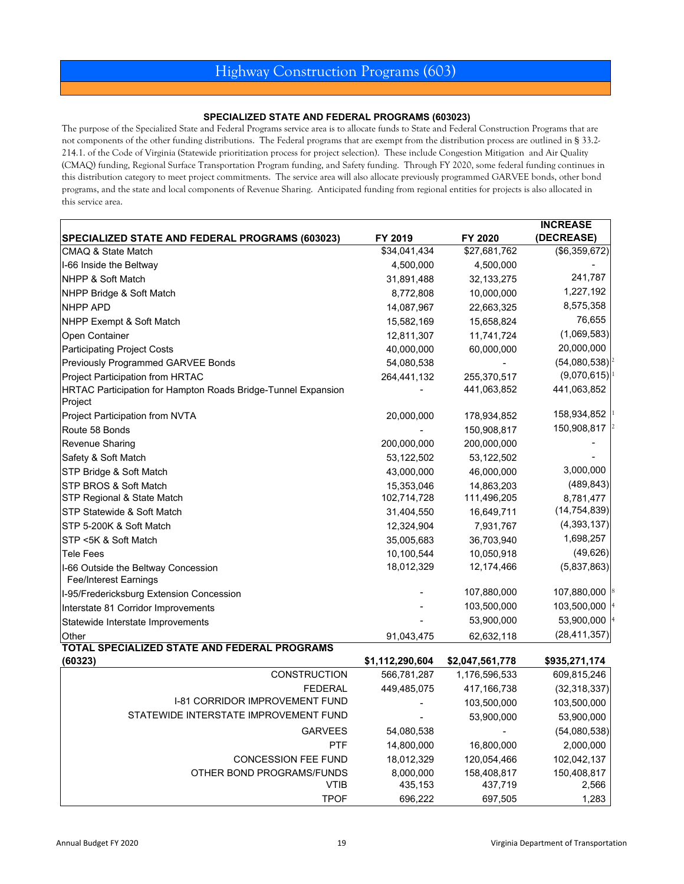# Highway Construction Programs (603)

### SPECIALIZED STATE AND FEDERAL PROGRAMS (603023)

The purpose of the Specialized State and Federal Programs service area is to allocate funds to State and Federal Construction Programs that are not components of the other funding distributions. The Federal programs that are exempt from the distribution process are outlined in § 33.2-214.1. of the Code of Virginia (Statewide prioritization process for project selection). These include Congestion Mitigation and Air Quality (CMAQ) funding, Regional Surface Transportation Program funding, and Safety funding. Through FY 2020, some federal funding continues in this distribution category to meet project commitments. The service area will also allocate previously programmed GARVEE bonds, other bond programs, and the state and local components of Revenue Sharing. Anticipated funding from regional entities for projects is also allocated in this service area.

| SPECIALIZED STATE AND FEDERAL PROGRAMS (603023) | FY 2019 | FY 2020 | INCREASE (DECREASE) |
|---|---|---|---|
| CMAQ & State Match | $34,041,434 | $27,681,762 | ($6,359,672) |
| I-66 Inside the Beltway | 4,500,000 | 4,500,000 | - |
| NHPP & Soft Match | 31,891,488 | 32,133,275 | 241,787 |
| NHPP Bridge & Soft Match | 8,772,808 | 10,000,000 | 1,227,192 |
| NHPP APD | 14,087,967 | 22,663,325 | 8,575,358 |
| NHPP Exempt & Soft Match | 15,582,169 | 15,658,824 | 76,655 |
| Open Container | 12,811,307 | 11,741,724 | (1,069,583) |
| Participating Project Costs | 40,000,000 | 60,000,000 | 20,000,000 |
| Previously Programmed GARVEE Bonds | 54,080,538 | - | (54,080,538) [2] |
| Project Participation from HRTAC | 264,441,132 | 255,370,517 | (9,070,615) [1] |
| HRTAC Participation for Hampton Roads Bridge-Tunnel Expansion Project | - | 441,063,852 | 441,063,852 |
| Project Participation from NVTA | 20,000,000 | 178,934,852 | 158,934,852 [1] |
| Route 58 Bonds | - | 150,908,817 | 150,908,817 [2] |
| Revenue Sharing | 200,000,000 | 200,000,000 | - |
| Safety & Soft Match | 53,122,502 | 53,122,502 | - |
| STP Bridge & Soft Match | 43,000,000 | 46,000,000 | 3,000,000 |
| STP BROS & Soft Match | 15,353,046 | 14,863,203 | (489,843) |
| STP Regional & State Match | 102,714,728 | 111,496,205 | 8,781,477 |
| STP Statewide & Soft Match | 31,404,550 | 16,649,711 | (14,754,839) |
| STP 5-200K & Soft Match | 12,324,904 | 7,931,767 | (4,393,137) |
| STP <5K & Soft Match | 35,005,683 | 36,703,940 | 1,698,257 |
| Tele Fees | 10,100,544 | 10,050,918 | (49,626) |
| I-66 Outside the Beltway Concession Fee/Interest Earnings | 18,012,329 | 12,174,466 | (5,837,863) |
| I-95/Fredericksburg Extension Concession | - | 107,880,000 | 107,880,000 [8] |
| Interstate 81 Corridor Improvements | - | 103,500,000 | 103,500,000 [4] |
| Statewide Interstate Improvements | - | 53,900,000 | 53,900,000 [4] |
| Other | 91,043,475 | 62,632,118 | (28,411,357) |
| **TOTAL SPECIALIZED STATE AND FEDERAL PROGRAMS (60323)** | **$1,112,290,604** | **$2,047,561,778** | **$935,271,174** |
| CONSTRUCTION | 566,781,287 | 1,176,596,533 | 609,815,246 |
| FEDERAL | 449,485,075 | 417,166,738 | (32,318,337) |
| I-81 CORRIDOR IMPROVEMENT FUND | - | 103,500,000 | 103,500,000 |
| STATEWIDE INTERSTATE IMPROVEMENT FUND | - | 53,900,000 | 53,900,000 |
| GARVEES | 54,080,538 | - | (54,080,538) |
| PTF | 14,800,000 | 16,800,000 | 2,000,000 |
| CONCESSION FEE FUND | 18,012,329 | 120,054,466 | 102,042,137 |
| OTHER BOND PROGRAMS/FUNDS | 8,000,000 | 158,408,817 | 150,408,817 |
| VTIB | 435,153 | 437,719 | 2,566 |
| TPOF | 696,222 | 697,505 | 1,283 |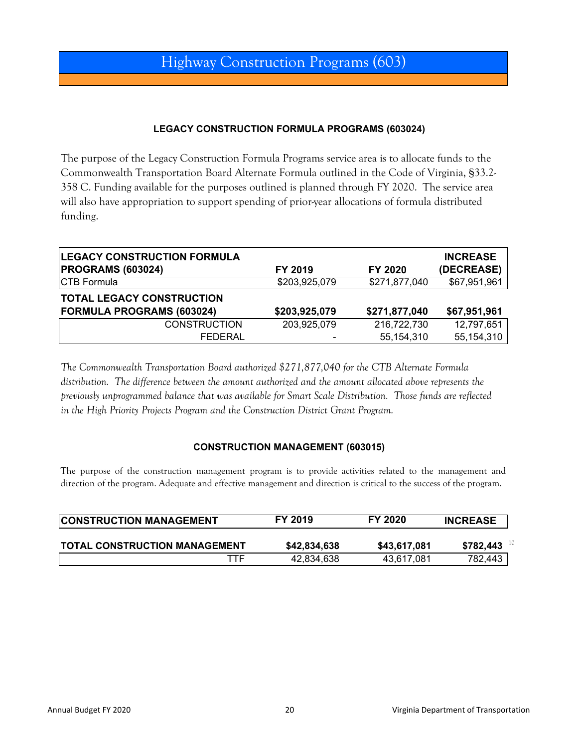# Highway Construction Programs (603)

### LEGACY CONSTRUCTION FORMULA PROGRAMS (603024)

The purpose of the Legacy Construction Formula Programs service area is to allocate funds to the Commonwealth Transportation Board Alternate Formula outlined in the Code of Virginia, §33.2-358 C. Funding available for the purposes outlined is planned through FY 2020. The service area will also have appropriation to support spending of prior-year allocations of formula distributed funding.

| LEGACY CONSTRUCTION FORMULA PROGRAMS (603024) | FY 2019 | FY 2020 | INCREASE (DECREASE) |
|---|---|---|---|
| CTB Formula | $203,925,079 | $271,877,040 | $67,951,961 |
| **TOTAL LEGACY CONSTRUCTION FORMULA PROGRAMS (603024)** | **$203,925,079** | **$271,877,040** | **$67,951,961** |
| CONSTRUCTION | 203,925,079 | 216,722,730 | 12,797,651 |
| FEDERAL | - | 55,154,310 | 55,154,310 |

*The Commonwealth Transportation Board authorized $271,877,040 for the CTB Alternate Formula distribution. The difference between the amount authorized and the amount allocated above represents the previously unprogrammed balance that was available for Smart Scale Distribution. Those funds are reflected in the High Priority Projects Program and the Construction District Grant Program.*

### CONSTRUCTION MANAGEMENT (603015)

The purpose of the construction management program is to provide activities related to the management and direction of the program. Adequate and effective management and direction is critical to the success of the program.

| CONSTRUCTION MANAGEMENT | FY 2019 | FY 2020 | INCREASE |
|---|---|---|---|
| **TOTAL CONSTRUCTION MANAGEMENT** | **$42,834,638** | **$43,617,081** | **$782,443** [10] |
| TTF | 42,834,638 | 43,617,081 | 782,443 |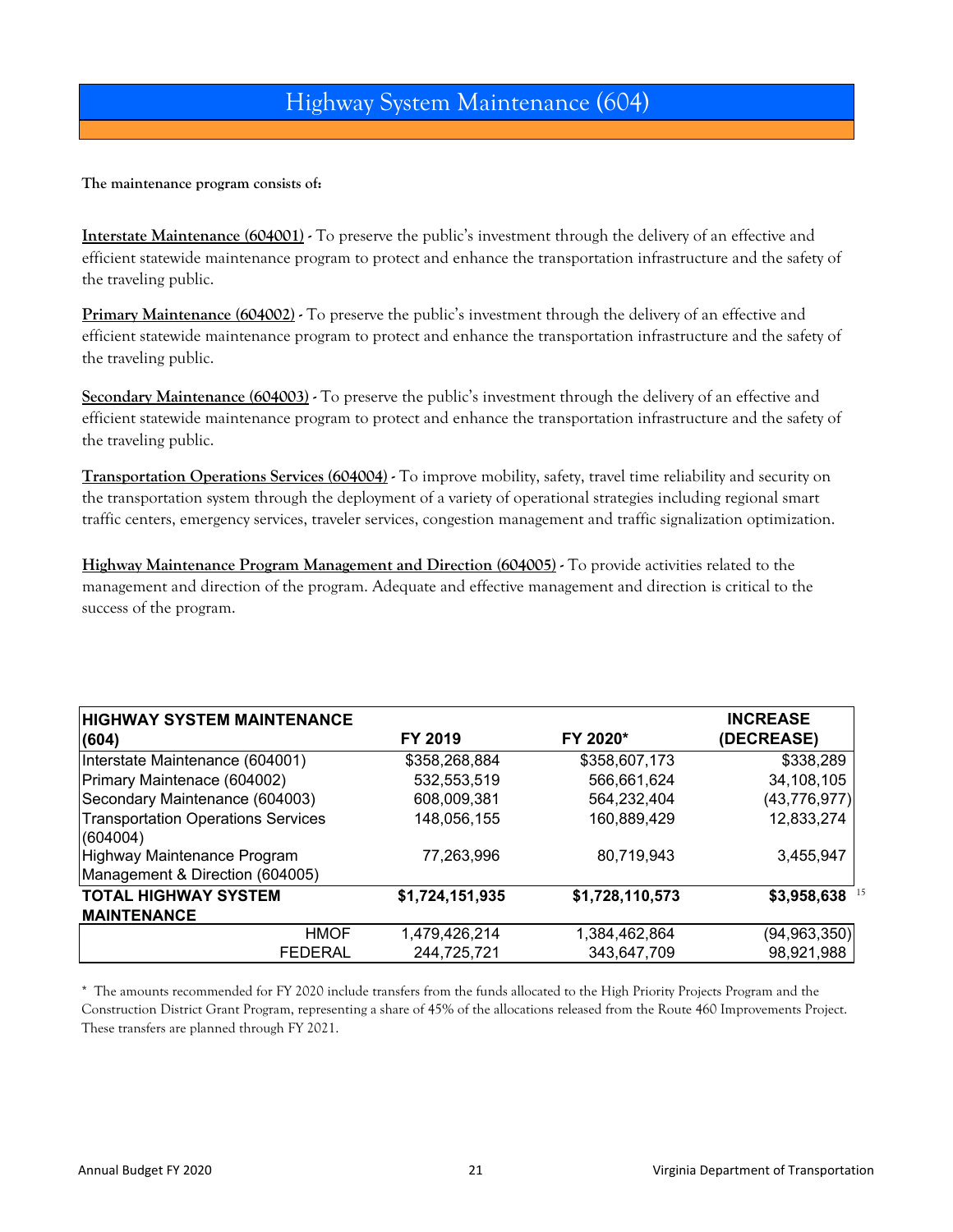# Highway System Maintenance (604)

**The maintenance program consists of:**

**Interstate Maintenance (604001)** - To preserve the public's investment through the delivery of an effective and efficient statewide maintenance program to protect and enhance the transportation infrastructure and the safety of the traveling public.

**Primary Maintenance (604002)** - To preserve the public's investment through the delivery of an effective and efficient statewide maintenance program to protect and enhance the transportation infrastructure and the safety of the traveling public.

**Secondary Maintenance (604003)** - To preserve the public's investment through the delivery of an effective and efficient statewide maintenance program to protect and enhance the transportation infrastructure and the safety of the traveling public.

**Transportation Operations Services (604004)** - To improve mobility, safety, travel time reliability and security on the transportation system through the deployment of a variety of operational strategies including regional smart traffic centers, emergency services, traveler services, congestion management and traffic signalization optimization.

**Highway Maintenance Program Management and Direction (604005)** - To provide activities related to the management and direction of the program. Adequate and effective management and direction is critical to the success of the program.

| HIGHWAY SYSTEM MAINTENANCE (604) | FY 2019 | FY 2020* | INCREASE (DECREASE) |
|---|---|---|---|
| Interstate Maintenance (604001) | $358,268,884 | $358,607,173 | $338,289 |
| Primary Maintenace (604002) | 532,553,519 | 566,661,624 | 34,108,105 |
| Secondary Maintenance (604003) | 608,009,381 | 564,232,404 | (43,776,977) |
| Transportation Operations Services (604004) | 148,056,155 | 160,889,429 | 12,833,274 |
| Highway Maintenance Program Management & Direction (604005) | 77,263,996 | 80,719,943 | 3,455,947 |
| **TOTAL HIGHWAY SYSTEM MAINTENANCE** | **$1,724,151,935** | **$1,728,110,573** | **$3,958,638** [15] |
| HMOF | 1,479,426,214 | 1,384,462,864 | (94,963,350) |
| FEDERAL | 244,725,721 | 343,647,709 | 98,921,988 |

\* The amounts recommended for FY 2020 include transfers from the funds allocated to the High Priority Projects Program and the Construction District Grant Program, representing a share of 45% of the allocations released from the Route 460 Improvements Project. These transfers are planned through FY 2021.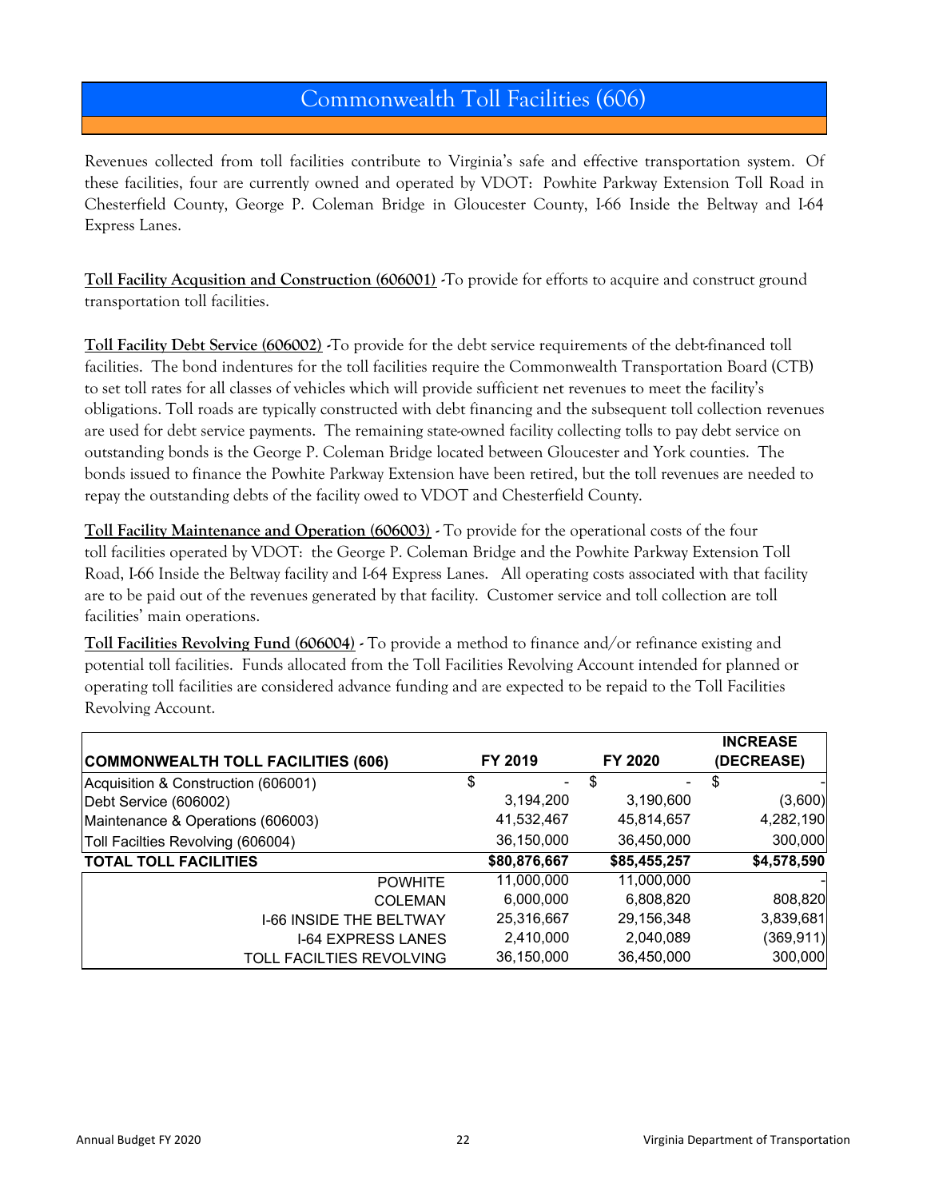# Commonwealth Toll Facilities (606)

Revenues collected from toll facilities contribute to Virginia's safe and effective transportation system. Of these facilities, four are currently owned and operated by VDOT: Powhite Parkway Extension Toll Road in Chesterfield County, George P. Coleman Bridge in Gloucester County, I-66 Inside the Beltway and I-64 Express Lanes.

**Toll Facility Acqusition and Construction (606001)** -To provide for efforts to acquire and construct ground transportation toll facilities.

**Toll Facility Debt Service (606002)** -To provide for the debt service requirements of the debt-financed toll facilities. The bond indentures for the toll facilities require the Commonwealth Transportation Board (CTB) to set toll rates for all classes of vehicles which will provide sufficient net revenues to meet the facility's obligations. Toll roads are typically constructed with debt financing and the subsequent toll collection revenues are used for debt service payments. The remaining state-owned facility collecting tolls to pay debt service on outstanding bonds is the George P. Coleman Bridge located between Gloucester and York counties. The bonds issued to finance the Powhite Parkway Extension have been retired, but the toll revenues are needed to repay the outstanding debts of the facility owed to VDOT and Chesterfield County.

**Toll Facility Maintenance and Operation (606003)** - To provide for the operational costs of the four toll facilities operated by VDOT: the George P. Coleman Bridge and the Powhite Parkway Extension Toll Road, I-66 Inside the Beltway facility and I-64 Express Lanes. All operating costs associated with that facility are to be paid out of the revenues generated by that facility. Customer service and toll collection are toll facilities' main operations.

**Toll Facilities Revolving Fund (606004)** - To provide a method to finance and/or refinance existing and potential toll facilities. Funds allocated from the Toll Facilities Revolving Account intended for planned or operating toll facilities are considered advance funding and are expected to be repaid to the Toll Facilities Revolving Account.

| COMMONWEALTH TOLL FACILITIES (606) | FY 2019 | FY 2020 | INCREASE (DECREASE) |
|---|---|---|---|
| Acquisition & Construction (606001) | $ - | $ - | $ - |
| Debt Service (606002) | 3,194,200 | 3,190,600 | (3,600) |
| Maintenance & Operations (606003) | 41,532,467 | 45,814,657 | 4,282,190 |
| Toll Facilties Revolving (606004) | 36,150,000 | 36,450,000 | 300,000 |
| **TOTAL TOLL FACILITIES** | **$80,876,667** | **$85,455,257** | **$4,578,590** |
| POWHITE | 11,000,000 | 11,000,000 | - |
| COLEMAN | 6,000,000 | 6,808,820 | 808,820 |
| I-66 INSIDE THE BELTWAY | 25,316,667 | 29,156,348 | 3,839,681 |
| I-64 EXPRESS LANES | 2,410,000 | 2,040,089 | (369,911) |
| TOLL FACILTIES REVOLVING | 36,150,000 | 36,450,000 | 300,000 |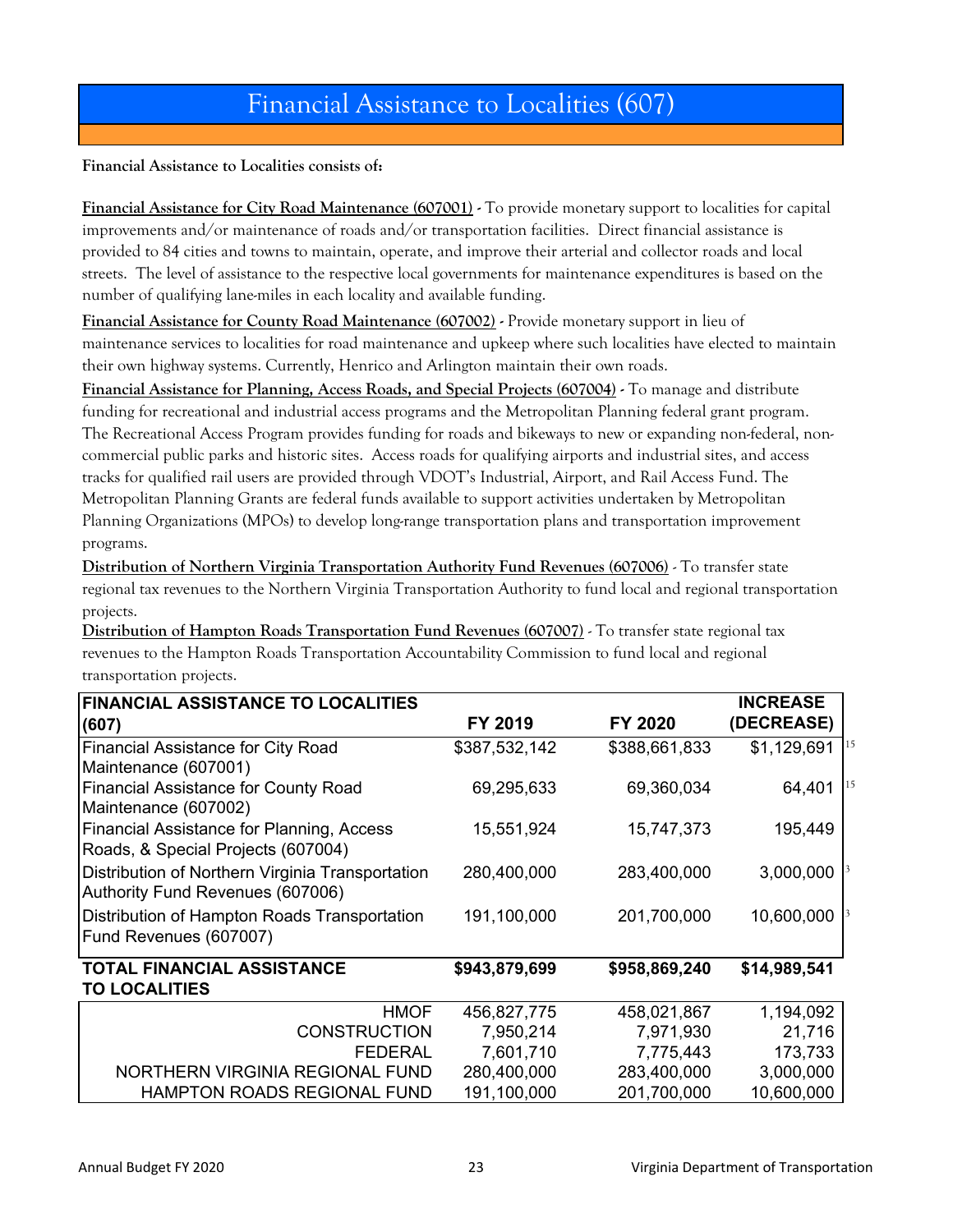# Financial Assistance to Localities (607)

**Financial Assistance to Localities consists of:**

**Financial Assistance for City Road Maintenance (607001)** - To provide monetary support to localities for capital improvements and/or maintenance of roads and/or transportation facilities. Direct financial assistance is provided to 84 cities and towns to maintain, operate, and improve their arterial and collector roads and local streets. The level of assistance to the respective local governments for maintenance expenditures is based on the number of qualifying lane-miles in each locality and available funding.

**Financial Assistance for County Road Maintenance (607002)** - Provide monetary support in lieu of maintenance services to localities for road maintenance and upkeep where such localities have elected to maintain their own highway systems. Currently, Henrico and Arlington maintain their own roads.

**Financial Assistance for Planning, Access Roads, and Special Projects (607004)** - To manage and distribute funding for recreational and industrial access programs and the Metropolitan Planning federal grant program. The Recreational Access Program provides funding for roads and bikeways to new or expanding non-federal, non-commercial public parks and historic sites. Access roads for qualifying airports and industrial sites, and access tracks for qualified rail users are provided through VDOT's Industrial, Airport, and Rail Access Fund. The Metropolitan Planning Grants are federal funds available to support activities undertaken by Metropolitan Planning Organizations (MPOs) to develop long-range transportation plans and transportation improvement programs.

**Distribution of Northern Virginia Transportation Authority Fund Revenues (607006)** - To transfer state regional tax revenues to the Northern Virginia Transportation Authority to fund local and regional transportation projects.

**Distribution of Hampton Roads Transportation Fund Revenues (607007)** - To transfer state regional tax revenues to the Hampton Roads Transportation Accountability Commission to fund local and regional transportation projects.

| FINANCIAL ASSISTANCE TO LOCALITIES (607) | FY 2019 | FY 2020 | INCREASE (DECREASE) |
|---|---|---|---|
| Financial Assistance for City Road Maintenance (607001) | $387,532,142 | $388,661,833 | $1,129,691 [15] |
| Financial Assistance for County Road Maintenance (607002) | 69,295,633 | 69,360,034 | 64,401 [15] |
| Financial Assistance for Planning, Access Roads, & Special Projects (607004) | 15,551,924 | 15,747,373 | 195,449 |
| Distribution of Northern Virginia Transportation Authority Fund Revenues (607006) | 280,400,000 | 283,400,000 | 3,000,000 [3] |
| Distribution of Hampton Roads Transportation Fund Revenues (607007) | 191,100,000 | 201,700,000 | 10,600,000 [3] |
| **TOTAL FINANCIAL ASSISTANCE TO LOCALITIES** | **$943,879,699** | **$958,869,240** | **$14,989,541** |
| HMOF | 456,827,775 | 458,021,867 | 1,194,092 |
| CONSTRUCTION | 7,950,214 | 7,971,930 | 21,716 |
| FEDERAL | 7,601,710 | 7,775,443 | 173,733 |
| NORTHERN VIRGINIA REGIONAL FUND | 280,400,000 | 283,400,000 | 3,000,000 |
| HAMPTON ROADS REGIONAL FUND | 191,100,000 | 201,700,000 | 10,600,000 |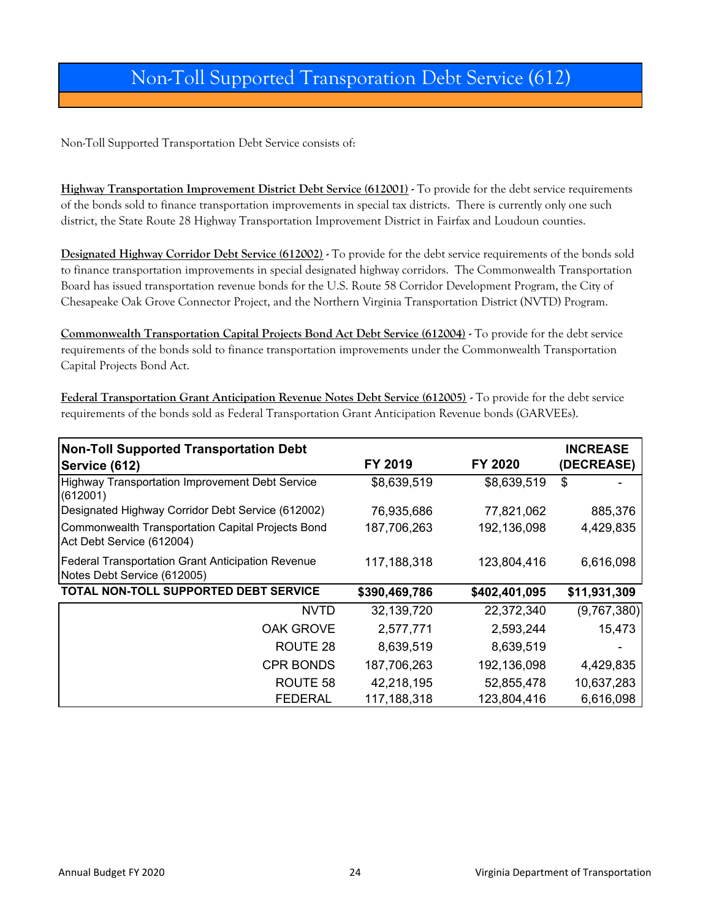# Non-Toll Supported Transporation Debt Service (612)

Non-Toll Supported Transportation Debt Service consists of:

**Highway Transportation Improvement District Debt Service (612001)** - To provide for the debt service requirements of the bonds sold to finance transportation improvements in special tax districts. There is currently only one such district, the State Route 28 Highway Transportation Improvement District in Fairfax and Loudoun counties.

**Designated Highway Corridor Debt Service (612002)** - To provide for the debt service requirements of the bonds sold to finance transportation improvements in special designated highway corridors. The Commonwealth Transportation Board has issued transportation revenue bonds for the U.S. Route 58 Corridor Development Program, the City of Chesapeake Oak Grove Connector Project, and the Northern Virginia Transportation District (NVTD) Program.

**Commonwealth Transportation Capital Projects Bond Act Debt Service (612004)** - To provide for the debt service requirements of the bonds sold to finance transportation improvements under the Commonwealth Transportation Capital Projects Bond Act.

**Federal Transportation Grant Anticipation Revenue Notes Debt Service (612005)** - To provide for the debt service requirements of the bonds sold as Federal Transportation Grant Anticipation Revenue bonds (GARVEEs).

| Non-Toll Supported Transportation Debt Service (612) | FY 2019 | FY 2020 | INCREASE (DECREASE) |
|---|---|---|---|
| Highway Transportation Improvement Debt Service (612001) | $8,639,519 | $8,639,519 | $ - |
| Designated Highway Corridor Debt Service (612002) | 76,935,686 | 77,821,062 | 885,376 |
| Commonwealth Transportation Capital Projects Bond Act Debt Service (612004) | 187,706,263 | 192,136,098 | 4,429,835 |
| Federal Transportation Grant Anticipation Revenue Notes Debt Service (612005) | 117,188,318 | 123,804,416 | 6,616,098 |
| **TOTAL NON-TOLL SUPPORTED DEBT SERVICE** | **$390,469,786** | **$402,401,095** | **$11,931,309** |
| NVTD | 32,139,720 | 22,372,340 | (9,767,380) |
| OAK GROVE | 2,577,771 | 2,593,244 | 15,473 |
| ROUTE 28 | 8,639,519 | 8,639,519 | - |
| CPR BONDS | 187,706,263 | 192,136,098 | 4,429,835 |
| ROUTE 58 | 42,218,195 | 52,855,478 | 10,637,283 |
| FEDERAL | 117,188,318 | 123,804,416 | 6,616,098 |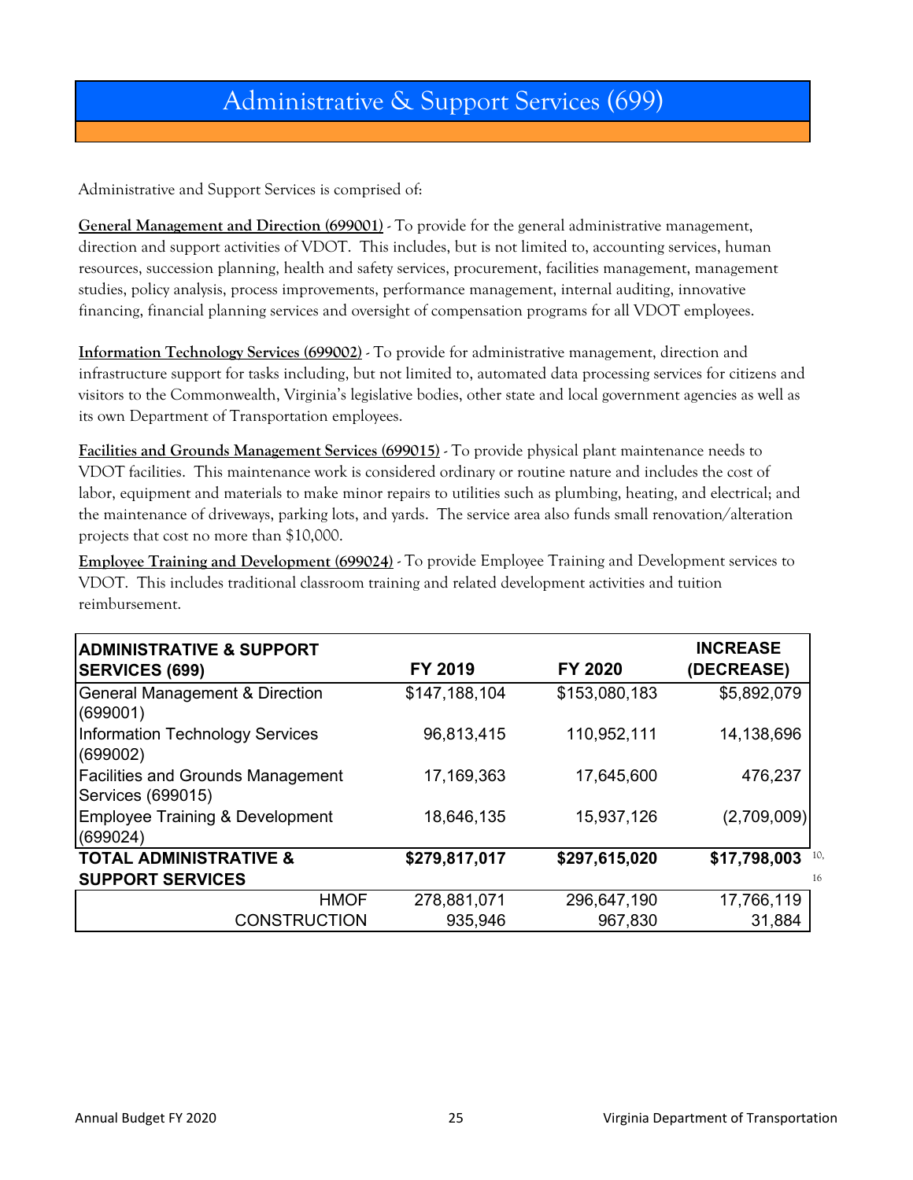# Administrative & Support Services (699)

Administrative and Support Services is comprised of:

**General Management and Direction (699001)** - To provide for the general administrative management, direction and support activities of VDOT. This includes, but is not limited to, accounting services, human resources, succession planning, health and safety services, procurement, facilities management, management studies, policy analysis, process improvements, performance management, internal auditing, innovative financing, financial planning services and oversight of compensation programs for all VDOT employees.

**Information Technology Services (699002)** - To provide for administrative management, direction and infrastructure support for tasks including, but not limited to, automated data processing services for citizens and visitors to the Commonwealth, Virginia's legislative bodies, other state and local government agencies as well as its own Department of Transportation employees.

**Facilities and Grounds Management Services (699015)** - To provide physical plant maintenance needs to VDOT facilities. This maintenance work is considered ordinary or routine nature and includes the cost of labor, equipment and materials to make minor repairs to utilities such as plumbing, heating, and electrical; and the maintenance of driveways, parking lots, and yards. The service area also funds small renovation/alteration projects that cost no more than $10,000.

**Employee Training and Development (699024)** - To provide Employee Training and Development services to VDOT. This includes traditional classroom training and related development activities and tuition reimbursement.

| ADMINISTRATIVE & SUPPORT SERVICES (699) | FY 2019 | FY 2020 | INCREASE (DECREASE) |
|---|---|---|---|
| General Management & Direction (699001) | $147,188,104 | $153,080,183 | $5,892,079 |
| Information Technology Services (699002) | 96,813,415 | 110,952,111 | 14,138,696 |
| Facilities and Grounds Management Services (699015) | 17,169,363 | 17,645,600 | 476,237 |
| Employee Training & Development (699024) | 18,646,135 | 15,937,126 | (2,709,009) |
| **TOTAL ADMINISTRATIVE & SUPPORT SERVICES** | **$279,817,017** | **$297,615,020** | **$17,798,003** |
| HMOF | 278,881,071 | 296,647,190 | 17,766,119 |
| CONSTRUCTION | 935,946 | 967,830 | 31,884 |

10, 16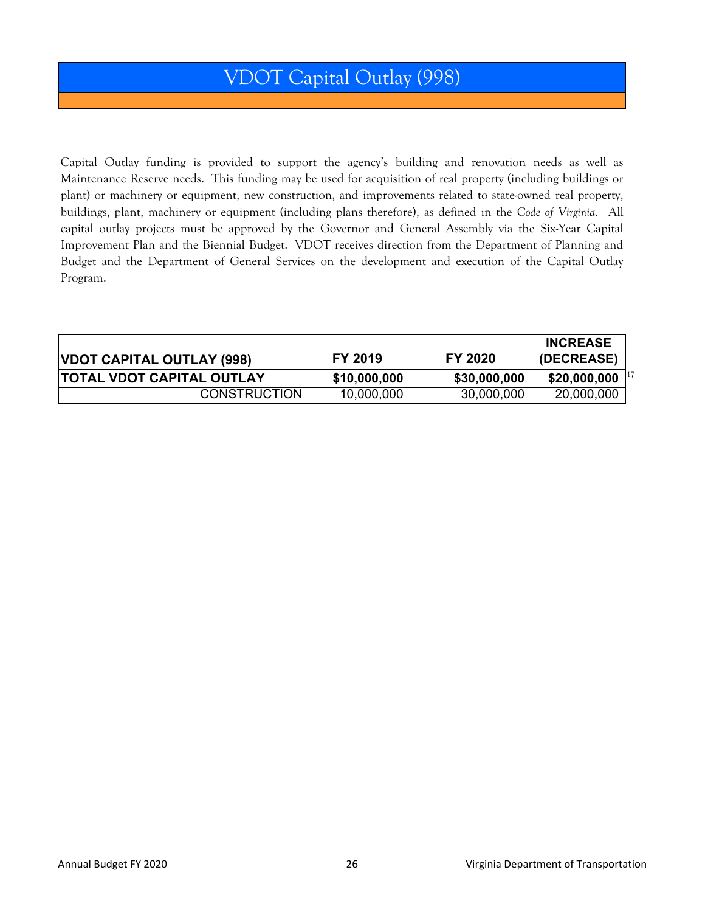# VDOT Capital Outlay (998)

Capital Outlay funding is provided to support the agency's building and renovation needs as well as Maintenance Reserve needs. This funding may be used for acquisition of real property (including buildings or plant) or machinery or equipment, new construction, and improvements related to state-owned real property, buildings, plant, machinery or equipment (including plans therefore), as defined in the *Code of Virginia.* All capital outlay projects must be approved by the Governor and General Assembly via the Six-Year Capital Improvement Plan and the Biennial Budget. VDOT receives direction from the Department of Planning and Budget and the Department of General Services on the development and execution of the Capital Outlay Program.

| VDOT CAPITAL OUTLAY (998) | FY 2019 | FY 2020 | INCREASE (DECREASE) |
|---|---|---|---|
| **TOTAL VDOT CAPITAL OUTLAY** | **$10,000,000** | **$30,000,000** | **$20,000,000**[17] |
| CONSTRUCTION | 10,000,000 | 30,000,000 | 20,000,000 |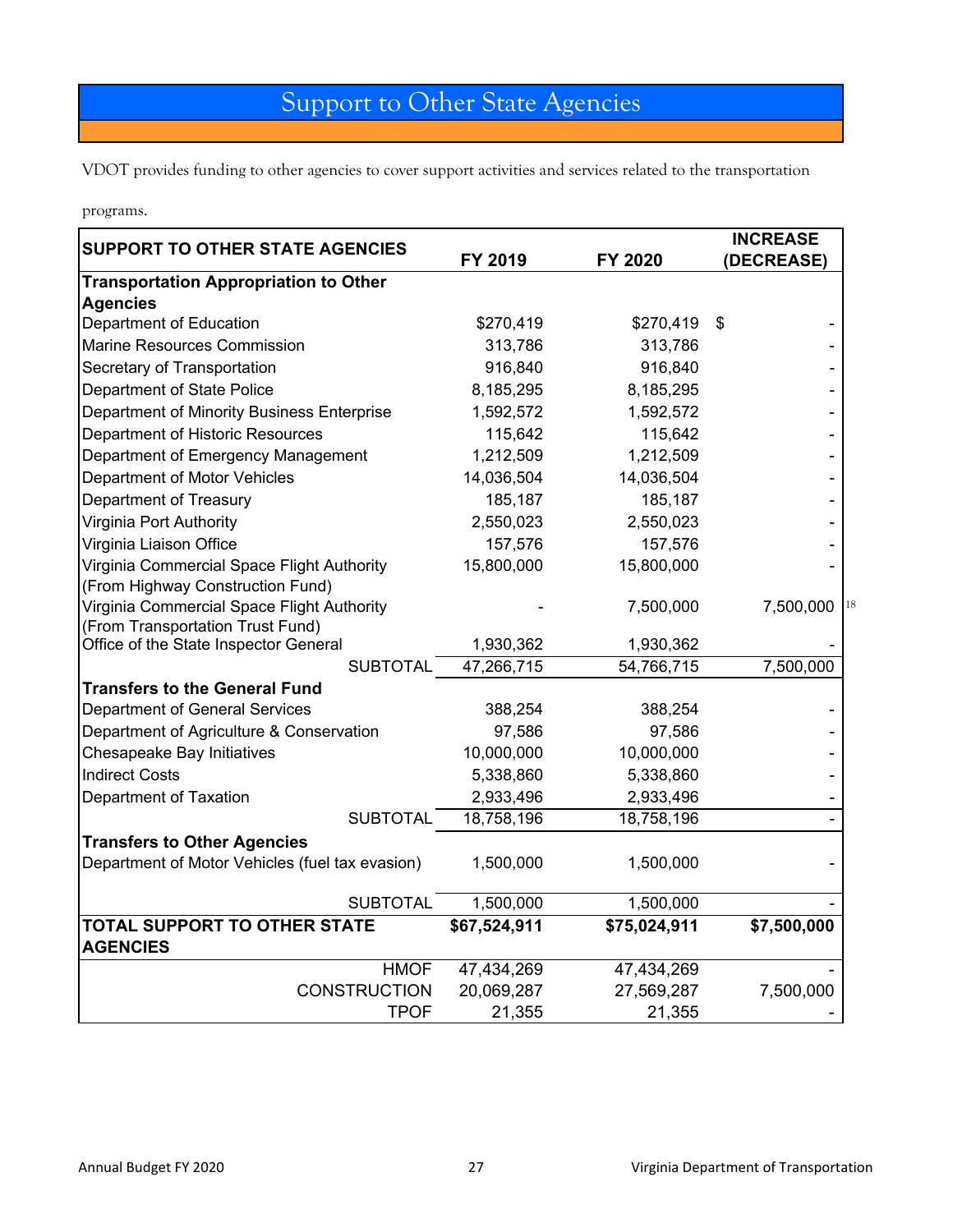# Support to Other State Agencies

VDOT provides funding to other agencies to cover support activities and services related to the transportation programs.

| SUPPORT TO OTHER STATE AGENCIES | FY 2019 | FY 2020 | INCREASE (DECREASE) |
|---|---|---|---|
| **Transportation Appropriation to Other Agencies** | | | |
| Department of Education | $270,419 | $270,419 | $ - |
| Marine Resources Commission | 313,786 | 313,786 | - |
| Secretary of Transportation | 916,840 | 916,840 | - |
| Department of State Police | 8,185,295 | 8,185,295 | - |
| Department of Minority Business Enterprise | 1,592,572 | 1,592,572 | - |
| Department of Historic Resources | 115,642 | 115,642 | - |
| Department of Emergency Management | 1,212,509 | 1,212,509 | - |
| Department of Motor Vehicles | 14,036,504 | 14,036,504 | - |
| Department of Treasury | 185,187 | 185,187 | - |
| Virginia Port Authority | 2,550,023 | 2,550,023 | - |
| Virginia Liaison Office | 157,576 | 157,576 | - |
| Virginia Commercial Space Flight Authority (From Highway Construction Fund) | 15,800,000 | 15,800,000 | - |
| Virginia Commercial Space Flight Authority (From Transportation Trust Fund) | - | 7,500,000 | 7,500,000 [18] |
| Office of the State Inspector General | 1,930,362 | 1,930,362 | - |
| SUBTOTAL | 47,266,715 | 54,766,715 | 7,500,000 |
| **Transfers to the General Fund** | | | |
| Department of General Services | 388,254 | 388,254 | - |
| Department of Agriculture & Conservation | 97,586 | 97,586 | - |
| Chesapeake Bay Initiatives | 10,000,000 | 10,000,000 | - |
| Indirect Costs | 5,338,860 | 5,338,860 | - |
| Department of Taxation | 2,933,496 | 2,933,496 | - |
| SUBTOTAL | 18,758,196 | 18,758,196 | - |
| **Transfers to Other Agencies** | | | |
| Department of Motor Vehicles (fuel tax evasion) | 1,500,000 | 1,500,000 | - |
| SUBTOTAL | 1,500,000 | 1,500,000 | - |
| **TOTAL SUPPORT TO OTHER STATE AGENCIES** | **$67,524,911** | **$75,024,911** | **$7,500,000** |
| HMOF | 47,434,269 | 47,434,269 | - |
| CONSTRUCTION | 20,069,287 | 27,569,287 | 7,500,000 |
| TPOF | 21,355 | 21,355 | - |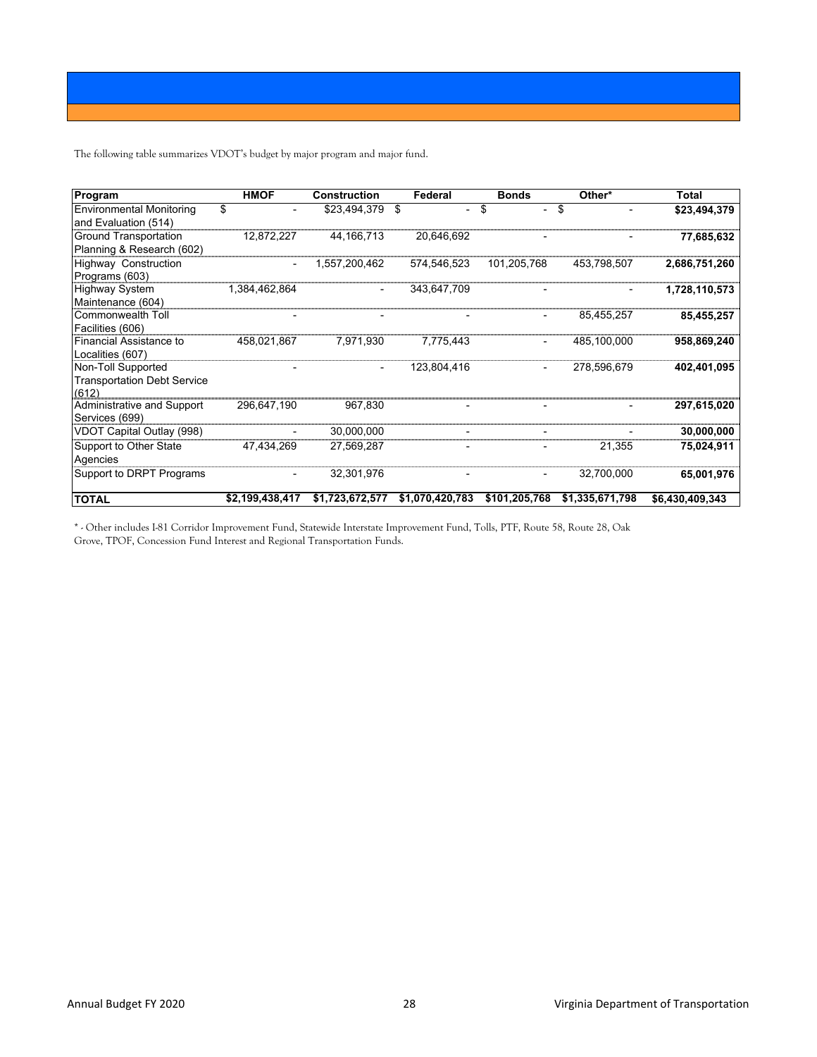The following table summarizes VDOT's budget by major program and major fund.

| Program | HMOF | Construction | Federal | Bonds | Other* | Total |
|---|---|---|---|---|---|---|
| Environmental Monitoring and Evaluation (514) | $ - | $23,494,379 | $ - | $ - | $ - | **$23,494,379** |
| Ground Transportation Planning & Research (602) | 12,872,227 | 44,166,713 | 20,646,692 | - | - | **77,685,632** |
| Highway Construction Programs (603) | - | 1,557,200,462 | 574,546,523 | 101,205,768 | 453,798,507 | **2,686,751,260** |
| Highway System Maintenance (604) | 1,384,462,864 | - | 343,647,709 | - | - | **1,728,110,573** |
| Commonwealth Toll Facilities (606) | - | - | - | - | 85,455,257 | **85,455,257** |
| Financial Assistance to Localities (607) | 458,021,867 | 7,971,930 | 7,775,443 | - | 485,100,000 | **958,869,240** |
| Non-Toll Supported Transportation Debt Service (612) | - | - | 123,804,416 | - | 278,596,679 | **402,401,095** |
| Administrative and Support Services (699) | 296,647,190 | 967,830 | - | - | - | **297,615,020** |
| VDOT Capital Outlay (998) | - | 30,000,000 | - | - | - | **30,000,000** |
| Support to Other State Agencies | 47,434,269 | 27,569,287 | - | - | 21,355 | **75,024,911** |
| Support to DRPT Programs | - | 32,301,976 | - | - | 32,700,000 | **65,001,976** |
| **TOTAL** | **$2,199,438,417** | **$1,723,672,577** | **$1,070,420,783** | **$101,205,768** | **$1,335,671,798** | **$6,430,409,343** |

* - Other includes I-81 Corridor Improvement Fund, Statewide Interstate Improvement Fund, Tolls, PTF, Route 58, Route 28, Oak Grove, TPOF, Concession Fund Interest and Regional Transportation Funds.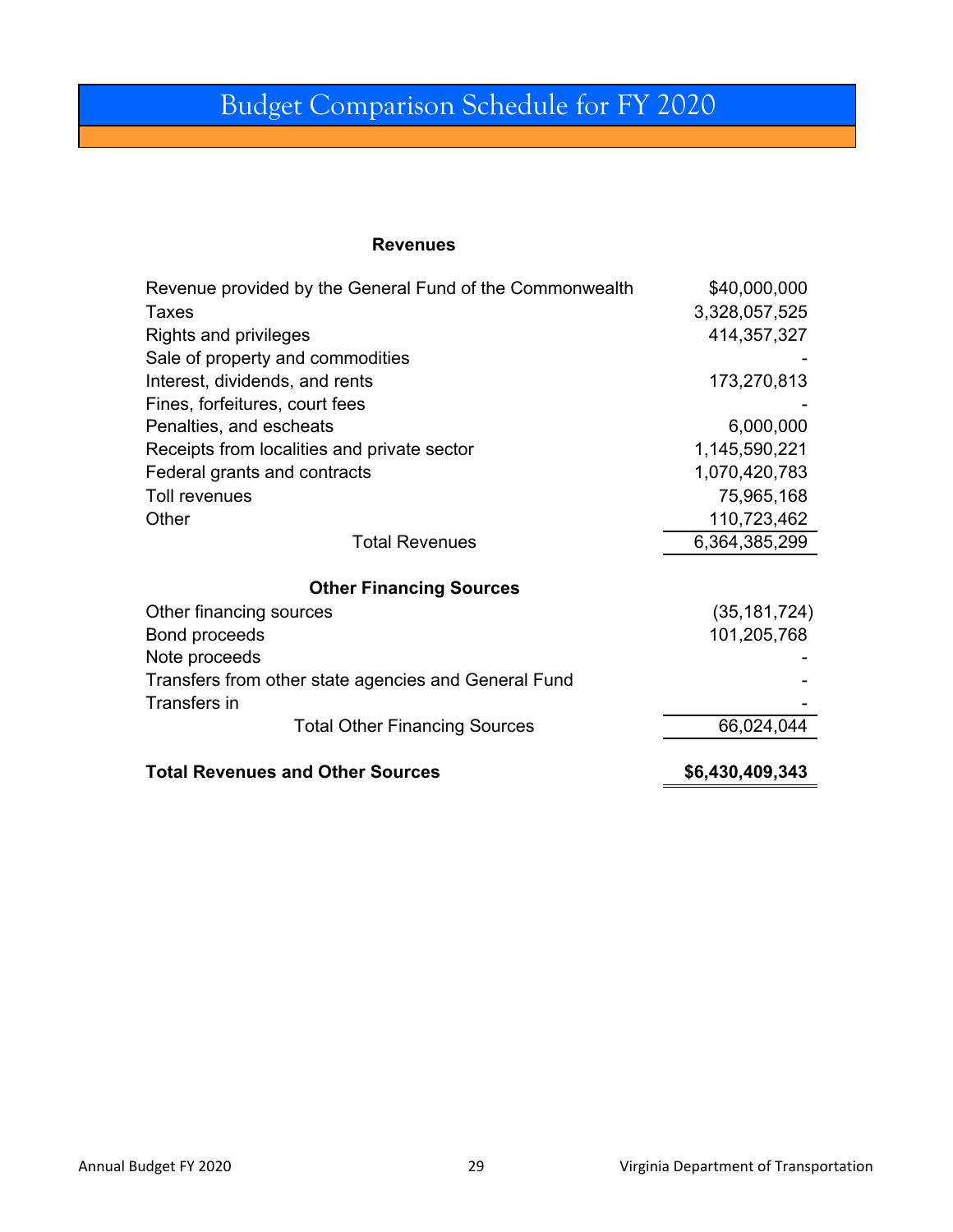# Budget Comparison Schedule for FY 2020

| Revenues | |
|---|---|
| Revenue provided by the General Fund of the Commonwealth | $40,000,000 |
| Taxes | 3,328,057,525 |
| Rights and privileges | 414,357,327 |
| Sale of property and commodities | - |
| Interest, dividends, and rents | 173,270,813 |
| Fines, forfeitures, court fees | - |
| Penalties, and escheats | 6,000,000 |
| Receipts from localities and private sector | 1,145,590,221 |
| Federal grants and contracts | 1,070,420,783 |
| Toll revenues | 75,965,168 |
| Other | 110,723,462 |
| Total Revenues | 6,364,385,299 |
| **Other Financing Sources** | |
| Other financing sources | (35,181,724) |
| Bond proceeds | 101,205,768 |
| Note proceeds | - |
| Transfers from other state agencies and General Fund | - |
| Transfers in | - |
| Total Other Financing Sources | 66,024,044 |
| **Total Revenues and Other Sources** | **$6,430,409,343** |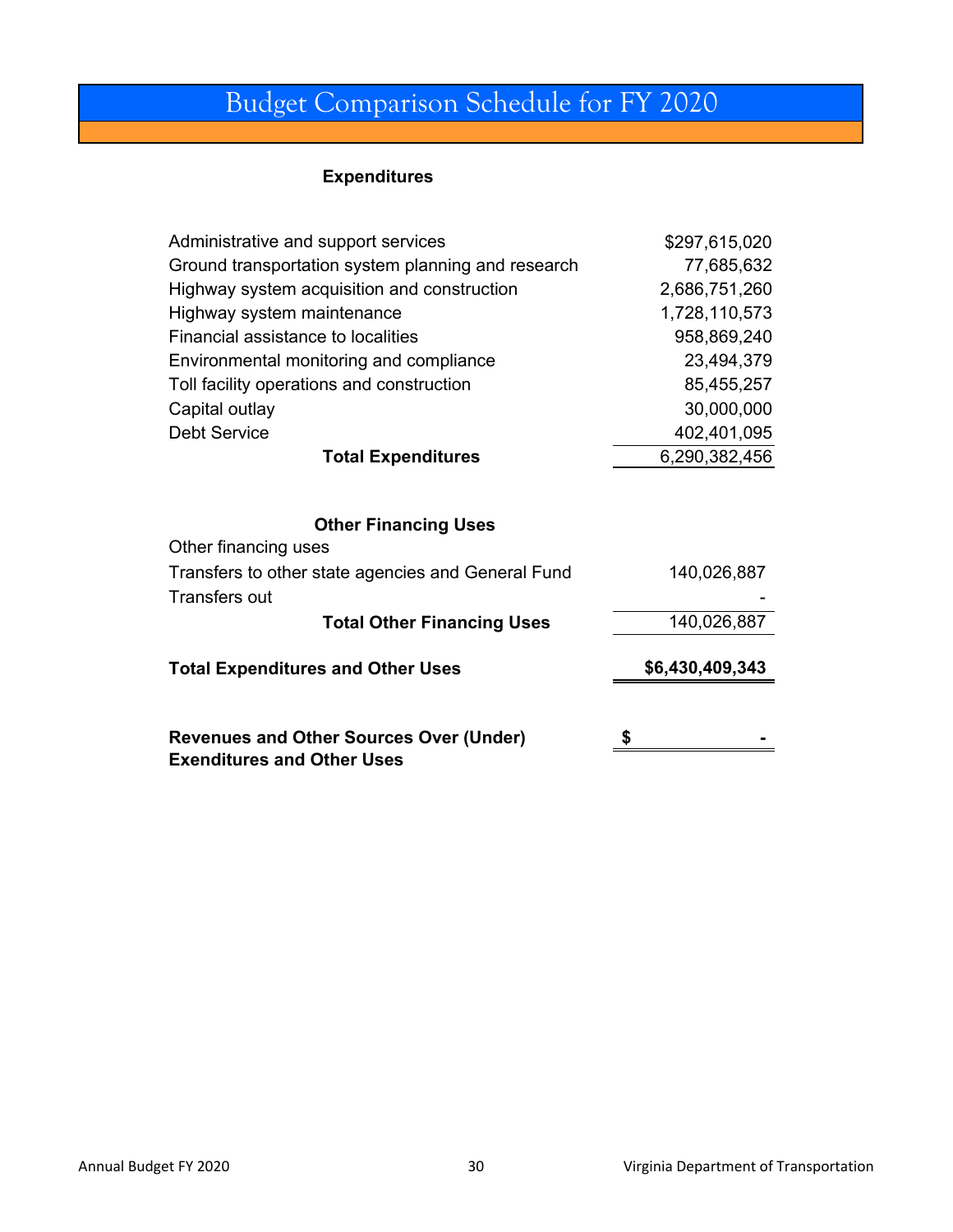# Budget Comparison Schedule for FY 2020

| **Expenditures** | |
|---|---|
| Administrative and support services | $297,615,020 |
| Ground transportation system planning and research | 77,685,632 |
| Highway system acquisition and construction | 2,686,751,260 |
| Highway system maintenance | 1,728,110,573 |
| Financial assistance to localities | 958,869,240 |
| Environmental monitoring and compliance | 23,494,379 |
| Toll facility operations and construction | 85,455,257 |
| Capital outlay | 30,000,000 |
| Debt Service | 402,401,095 |
| **Total Expenditures** | 6,290,382,456 |
| | |
| **Other Financing Uses** | |
| Other financing uses | |
| Transfers to other state agencies and General Fund | 140,026,887 |
| Transfers out | - |
| **Total Other Financing Uses** | 140,026,887 |
| | |
| **Total Expenditures and Other Uses** | **$6,430,409,343** |
| | |
| **Revenues and Other Sources Over (Under) Exenditures and Other Uses** | **$ -** |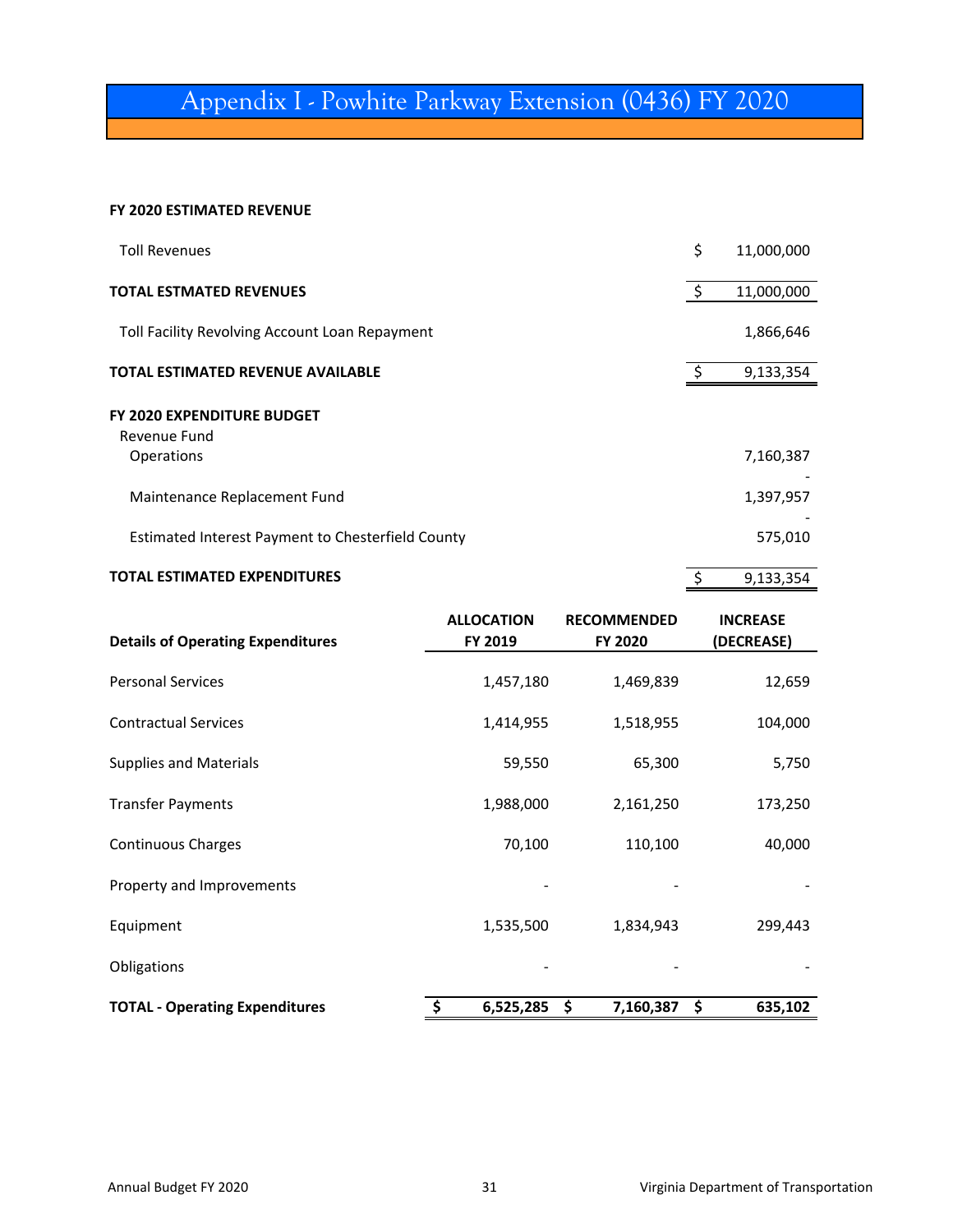# Appendix I - Powhite Parkway Extension (0436) FY 2020

**FY 2020 ESTIMATED REVENUE**

| | |
|---|---|
| Toll Revenues | $ 11,000,000 |
| **TOTAL ESTMATED REVENUES** | $ 11,000,000 |
| Toll Facility Revolving Account Loan Repayment | 1,866,646 |
| **TOTAL ESTIMATED REVENUE AVAILABLE** | $ 9,133,354 |

**FY 2020 EXPENDITURE BUDGET**

| | |
|---|---|
| Revenue Fund | |
| Operations | 7,160,387 |
| | - |
| Maintenance Replacement Fund | 1,397,957 |
| | - |
| Estimated Interest Payment to Chesterfield County | 575,010 |
| **TOTAL ESTIMATED EXPENDITURES** | $ 9,133,354 |

| **Details of Operating Expenditures** | **ALLOCATION FY 2019** | **RECOMMENDED FY 2020** | **INCREASE (DECREASE)** |
|---|---|---|---|
| Personal Services | 1,457,180 | 1,469,839 | 12,659 |
| Contractual Services | 1,414,955 | 1,518,955 | 104,000 |
| Supplies and Materials | 59,550 | 65,300 | 5,750 |
| Transfer Payments | 1,988,000 | 2,161,250 | 173,250 |
| Continuous Charges | 70,100 | 110,100 | 40,000 |
| Property and Improvements | - | - | - |
| Equipment | 1,535,500 | 1,834,943 | 299,443 |
| Obligations | - | - | - |
| **TOTAL - Operating Expenditures** | **$ 6,525,285** | **$ 7,160,387** | **$ 635,102** |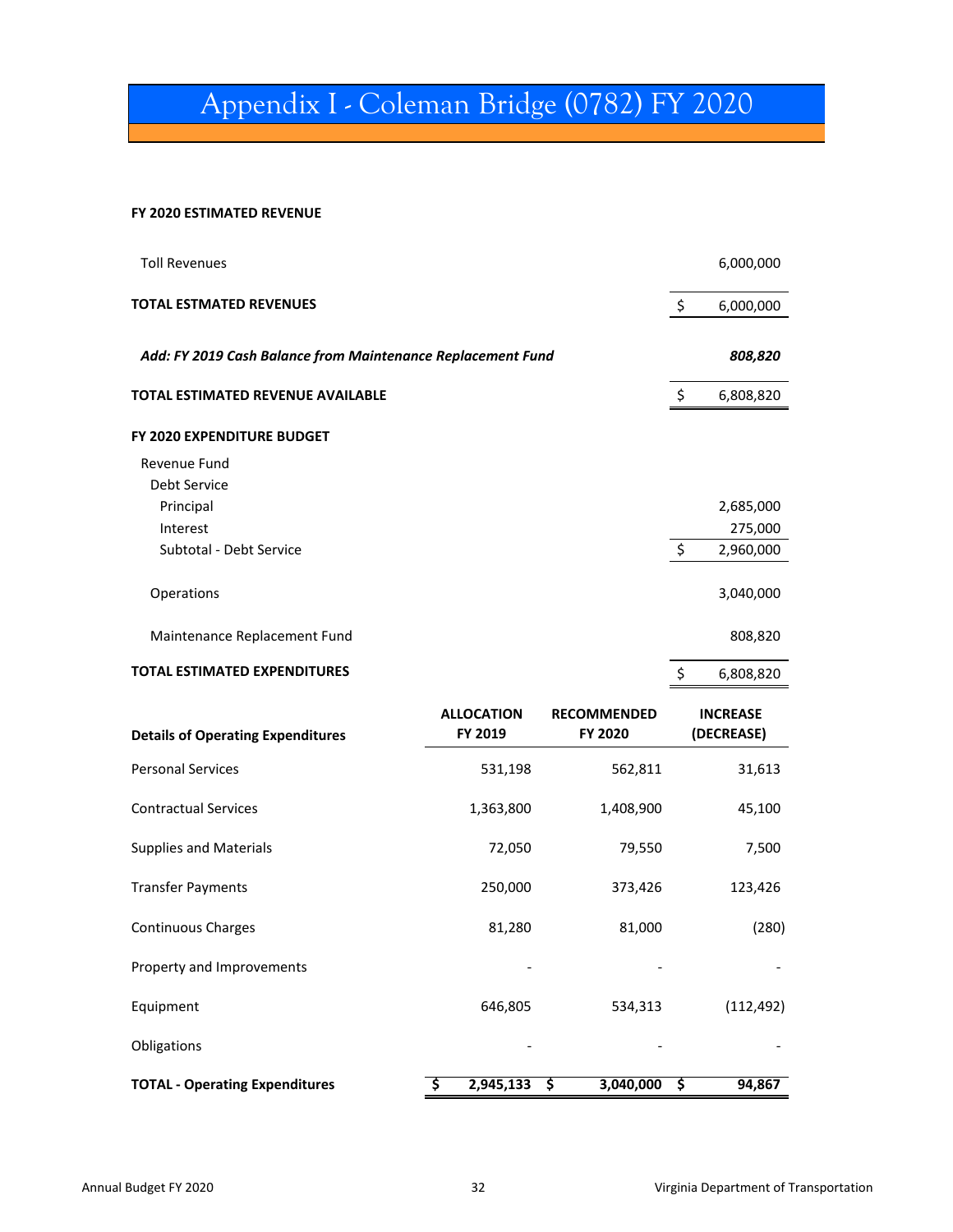# Appendix I - Coleman Bridge (0782) FY 2020

**FY 2020 ESTIMATED REVENUE**

| | |
|---|---|
| Toll Revenues | 6,000,000 |
| **TOTAL ESTMATED REVENUES** | $ 6,000,000 |
| ***Add: FY 2019 Cash Balance from Maintenance Replacement Fund*** | ***808,820*** |
| **TOTAL ESTIMATED REVENUE AVAILABLE** | $ 6,808,820 |

**FY 2020 EXPENDITURE BUDGET**

| | |
|---|---|
| Revenue Fund | |
| Debt Service | |
| Principal | 2,685,000 |
| Interest | 275,000 |
| Subtotal - Debt Service | $ 2,960,000 |
| Operations | 3,040,000 |
| Maintenance Replacement Fund | 808,820 |
| **TOTAL ESTIMATED EXPENDITURES** | $ 6,808,820 |

| **Details of Operating Expenditures** | **ALLOCATION FY 2019** | **RECOMMENDED FY 2020** | **INCREASE (DECREASE)** |
|---|---|---|---|
| Personal Services | 531,198 | 562,811 | 31,613 |
| Contractual Services | 1,363,800 | 1,408,900 | 45,100 |
| Supplies and Materials | 72,050 | 79,550 | 7,500 |
| Transfer Payments | 250,000 | 373,426 | 123,426 |
| Continuous Charges | 81,280 | 81,000 | (280) |
| Property and Improvements | - | - | - |
| Equipment | 646,805 | 534,313 | (112,492) |
| Obligations | - | - | - |
| **TOTAL - Operating Expenditures** | **$ 2,945,133** | **$ 3,040,000** | **$ 94,867** |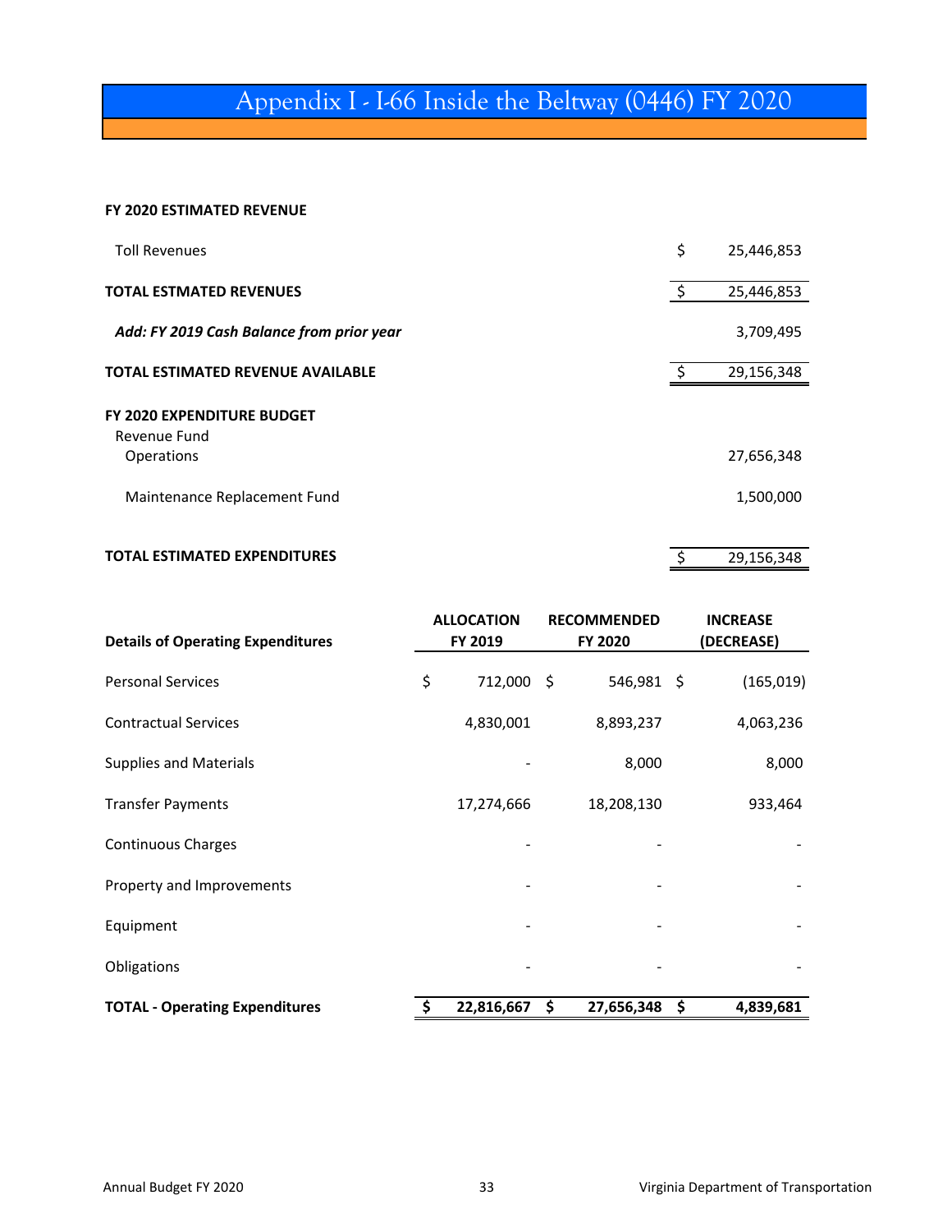# Appendix I - I-66 Inside the Beltway (0446) FY 2020

| **FY 2020 ESTIMATED REVENUE** | |
|---|---|
| Toll Revenues | $ 25,446,853 |
| **TOTAL ESTMATED REVENUES** | $ 25,446,853 |
| ***Add: FY 2019 Cash Balance from prior year*** | 3,709,495 |
| **TOTAL ESTIMATED REVENUE AVAILABLE** | $ 29,156,348 |
| **FY 2020 EXPENDITURE BUDGET** | |
| Revenue Fund | |
| Operations | 27,656,348 |
| Maintenance Replacement Fund | 1,500,000 |
| **TOTAL ESTIMATED EXPENDITURES** | $ 29,156,348 |

| **Details of Operating Expenditures** | **ALLOCATION FY 2019** | **RECOMMENDED FY 2020** | **INCREASE (DECREASE)** |
|---|---|---|---|
| Personal Services | $ 712,000 | $ 546,981 | $ (165,019) |
| Contractual Services | 4,830,001 | 8,893,237 | 4,063,236 |
| Supplies and Materials | - | 8,000 | 8,000 |
| Transfer Payments | 17,274,666 | 18,208,130 | 933,464 |
| Continuous Charges | - | - | - |
| Property and Improvements | - | - | - |
| Equipment | - | - | - |
| Obligations | - | - | - |
| **TOTAL - Operating Expenditures** | **$ 22,816,667** | **$ 27,656,348** | **$ 4,839,681** |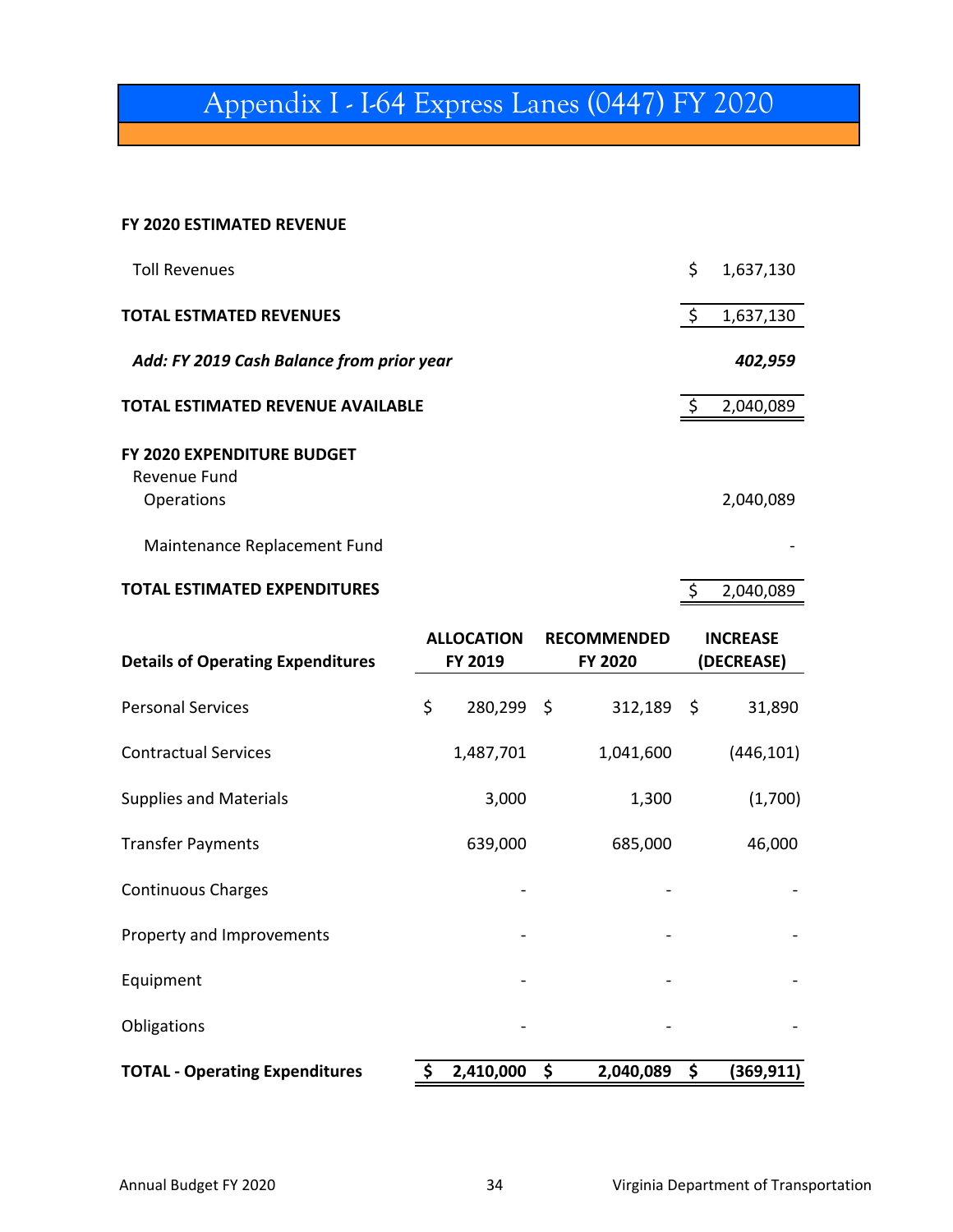# Appendix I - I-64 Express Lanes (0447) FY 2020

**FY 2020 ESTIMATED REVENUE**

| | |
|---|---|
| Toll Revenues | $ 1,637,130 |
| **TOTAL ESTMATED REVENUES** | $ 1,637,130 |
| ***Add: FY 2019 Cash Balance from prior year*** | ***402,959*** |
| **TOTAL ESTIMATED REVENUE AVAILABLE** | $ 2,040,089 |

**FY 2020 EXPENDITURE BUDGET**

| | |
|---|---|
| Revenue Fund | |
| Operations | 2,040,089 |
| Maintenance Replacement Fund | - |
| **TOTAL ESTIMATED EXPENDITURES** | $ 2,040,089 |

| Details of Operating Expenditures | ALLOCATION FY 2019 | RECOMMENDED FY 2020 | INCREASE (DECREASE) |
|---|---|---|---|
| Personal Services | $ 280,299 | $ 312,189 | $ 31,890 |
| Contractual Services | 1,487,701 | 1,041,600 | (446,101) |
| Supplies and Materials | 3,000 | 1,300 | (1,700) |
| Transfer Payments | 639,000 | 685,000 | 46,000 |
| Continuous Charges | - | - | - |
| Property and Improvements | - | - | - |
| Equipment | - | - | - |
| Obligations | - | - | - |
| **TOTAL - Operating Expenditures** | **$ 2,410,000** | **$ 2,040,089** | **$ (369,911)** |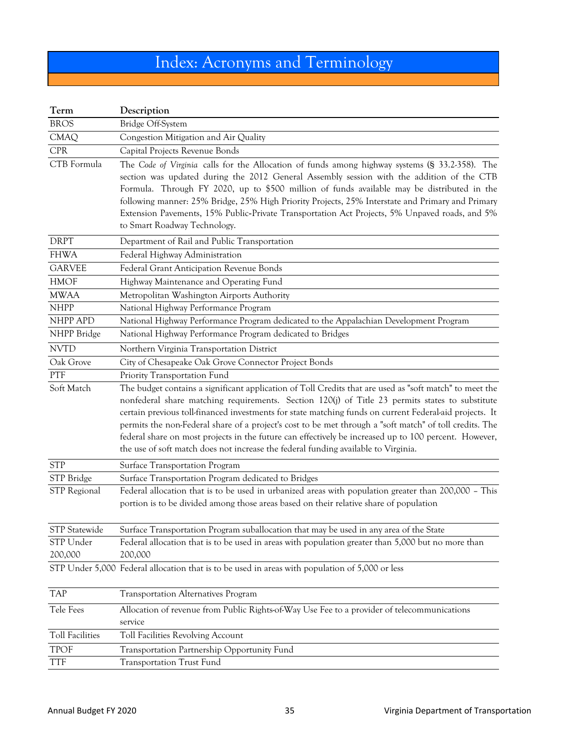# Index: Acronyms and Terminology

| Term | Description |
|---|---|
| BROS | Bridge Off-System |
| CMAQ | Congestion Mitigation and Air Quality |
| CPR | Capital Projects Revenue Bonds |
| CTB Formula | The *Code of Virginia* calls for the Allocation of funds among highway systems (§ 33.2-358). The section was updated during the 2012 General Assembly session with the addition of the CTB Formula. Through FY 2020, up to $500 million of funds available may be distributed in the following manner: 25% Bridge, 25% High Priority Projects, 25% Interstate and Primary and Primary Extension Pavements, 15% Public-Private Transportation Act Projects, 5% Unpaved roads, and 5% to Smart Roadway Technology. |
| DRPT | Department of Rail and Public Transportation |
| FHWA | Federal Highway Administration |
| GARVEE | Federal Grant Anticipation Revenue Bonds |
| HMOF | Highway Maintenance and Operating Fund |
| MWAA | Metropolitan Washington Airports Authority |
| NHPP | National Highway Performance Program |
| NHPP APD | National Highway Performance Program dedicated to the Appalachian Development Program |
| NHPP Bridge | National Highway Performance Program dedicated to Bridges |
| NVTD | Northern Virginia Transportation District |
| Oak Grove | City of Chesapeake Oak Grove Connector Project Bonds |
| PTF | Priority Transportation Fund |
| Soft Match | The budget contains a significant application of Toll Credits that are used as "soft match" to meet the nonfederal share matching requirements. Section 120(j) of Title 23 permits states to substitute certain previous toll-financed investments for state matching funds on current Federal-aid projects. It permits the non-Federal share of a project's cost to be met through a "soft match" of toll credits. The federal share on most projects in the future can effectively be increased up to 100 percent. However, the use of soft match does not increase the federal funding available to Virginia. |
| STP | Surface Transportation Program |
| STP Bridge | Surface Transportation Program dedicated to Bridges |
| STP Regional | Federal allocation that is to be used in urbanized areas with population greater than 200,000 – This portion is to be divided among those areas based on their relative share of population |
| STP Statewide | Surface Transportation Program suballocation that may be used in any area of the State |
| STP Under 200,000 | Federal allocation that is to be used in areas with population greater than 5,000 but no more than 200,000 |
| STP Under 5,000 | Federal allocation that is to be used in areas with population of 5,000 or less |
| TAP | Transportation Alternatives Program |
| Tele Fees | Allocation of revenue from Public Rights-of-Way Use Fee to a provider of telecommunications service |
| Toll Facilities | Toll Facilities Revolving Account |
| TPOF | Transportation Partnership Opportunity Fund |
| TTF | Transportation Trust Fund |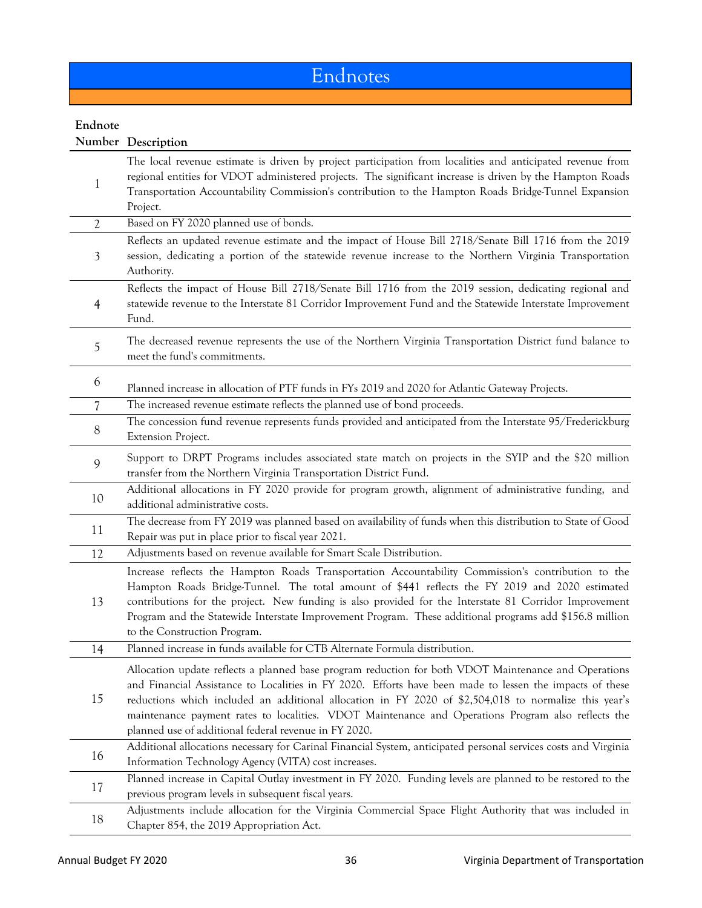# Endnotes

| Endnote Number | Description |
|---|---|
| 1 | The local revenue estimate is driven by project participation from localities and anticipated revenue from regional entities for VDOT administered projects. The significant increase is driven by the Hampton Roads Transportation Accountability Commission's contribution to the Hampton Roads Bridge-Tunnel Expansion Project. |
| 2 | Based on FY 2020 planned use of bonds. |
| 3 | Reflects an updated revenue estimate and the impact of House Bill 2718/Senate Bill 1716 from the 2019 session, dedicating a portion of the statewide revenue increase to the Northern Virginia Transportation Authority. |
| 4 | Reflects the impact of House Bill 2718/Senate Bill 1716 from the 2019 session, dedicating regional and statewide revenue to the Interstate 81 Corridor Improvement Fund and the Statewide Interstate Improvement Fund. |
| 5 | The decreased revenue represents the use of the Northern Virginia Transportation District fund balance to meet the fund's commitments. |
| 6 | Planned increase in allocation of PTF funds in FYs 2019 and 2020 for Atlantic Gateway Projects. |
| 7 | The increased revenue estimate reflects the planned use of bond proceeds. |
| 8 | The concession fund revenue represents funds provided and anticipated from the Interstate 95/Fredericksburg Extension Project. |
| 9 | Support to DRPT Programs includes associated state match on projects in the SYIP and the $20 million transfer from the Northern Virginia Transportation District Fund. |
| 10 | Additional allocations in FY 2020 provide for program growth, alignment of administrative funding, and additional administrative costs. |
| 11 | The decrease from FY 2019 was planned based on availability of funds when this distribution to State of Good Repair was put in place prior to fiscal year 2021. |
| 12 | Adjustments based on revenue available for Smart Scale Distribution. |
| 13 | Increase reflects the Hampton Roads Transportation Accountability Commission's contribution to the Hampton Roads Bridge-Tunnel. The total amount of $441 reflects the FY 2019 and 2020 estimated contributions for the project. New funding is also provided for the Interstate 81 Corridor Improvement Program and the Statewide Interstate Improvement Program. These additional programs add $156.8 million to the Construction Program. |
| 14 | Planned increase in funds available for CTB Alternate Formula distribution. |
| 15 | Allocation update reflects a planned base program reduction for both VDOT Maintenance and Operations and Financial Assistance to Localities in FY 2020. Efforts have been made to lessen the impacts of these reductions which included an additional allocation in FY 2020 of $2,504,018 to normalize this year's maintenance payment rates to localities. VDOT Maintenance and Operations Program also reflects the planned use of additional federal revenue in FY 2020. |
| 16 | Additional allocations necessary for Carinal Financial System, anticipated personal services costs and Virginia Information Technology Agency (VITA) cost increases. |
| 17 | Planned increase in Capital Outlay investment in FY 2020. Funding levels are planned to be restored to the previous program levels in subsequent fiscal years. |
| 18 | Adjustments include allocation for the Virginia Commercial Space Flight Authority that was included in Chapter 854, the 2019 Appropriation Act. |